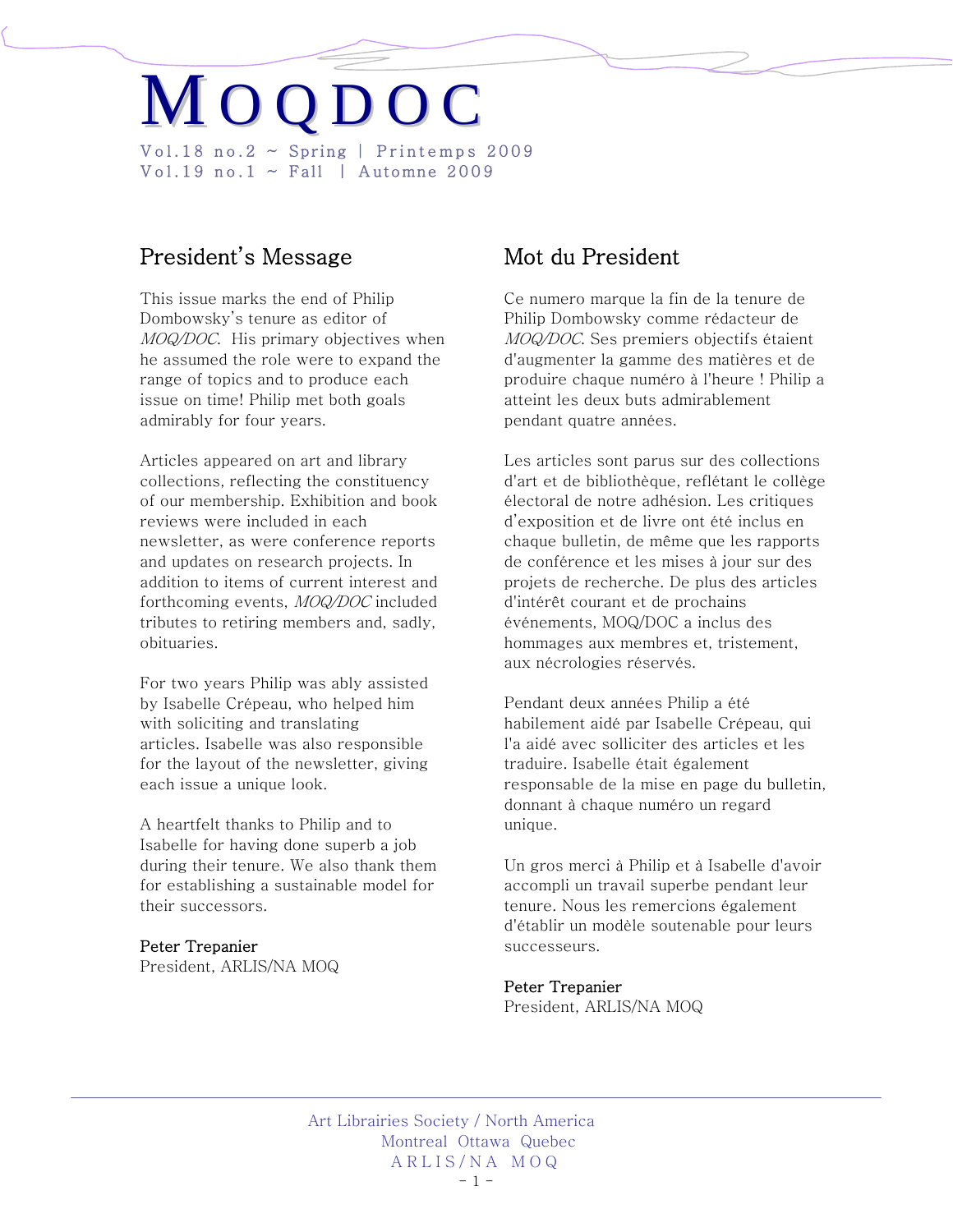# MOQDOC

Vol.18 no.2 ~ Spring | Printemps 2009
Vol.19 no.1 ~ Fall | Automne 2009

## President's Message

This issue marks the end of Philip Dombowsky's tenure as editor of *MOQ/DOC*. His primary objectives when he assumed the role were to expand the range of topics and to produce each issue on time! Philip met both goals admirably for four years.

Articles appeared on art and library collections, reflecting the constituency of our membership. Exhibition and book reviews were included in each newsletter, as were conference reports and updates on research projects. In addition to items of current interest and forthcoming events, *MOQ/DOC* included tributes to retiring members and, sadly, obituaries.

For two years Philip was ably assisted by Isabelle Crépeau, who helped him with soliciting and translating articles. Isabelle was also responsible for the layout of the newsletter, giving each issue a unique look.

A heartfelt thanks to Philip and to Isabelle for having done superb a job during their tenure. We also thank them for establishing a sustainable model for their successors.

Peter Trepanier
President, ARLIS/NA MOQ

## Mot du President

Ce numero marque la fin de la tenure de Philip Dombowsky comme rédacteur de *MOQ/DOC*. Ses premiers objectifs étaient d'augmenter la gamme des matières et de produire chaque numéro à l'heure ! Philip a atteint les deux buts admirablement pendant quatre années.

Les articles sont parus sur des collections d'art et de bibliothèque, reflétant le collège électoral de notre adhésion. Les critiques d'exposition et de livre ont été inclus en chaque bulletin, de même que les rapports de conférence et les mises à jour sur des projets de recherche. De plus des articles d'intérêt courant et de prochains événements, MOQ/DOC a inclus des hommages aux membres et, tristement, aux nécrologies réservés.

Pendant deux années Philip a été habilement aidé par Isabelle Crépeau, qui l'a aidé avec solliciter des articles et les traduire. Isabelle était également responsable de la mise en page du bulletin, donnant à chaque numéro un regard unique.

Un gros merci à Philip et à Isabelle d'avoir accompli un travail superbe pendant leur tenure. Nous les remercions également d'établir un modèle soutenable pour leurs successeurs.

Peter Trepanier
President, ARLIS/NA MOQ

Art Librairies Society / North America
Montreal Ottawa Quebec
ARLIS/NA MOQ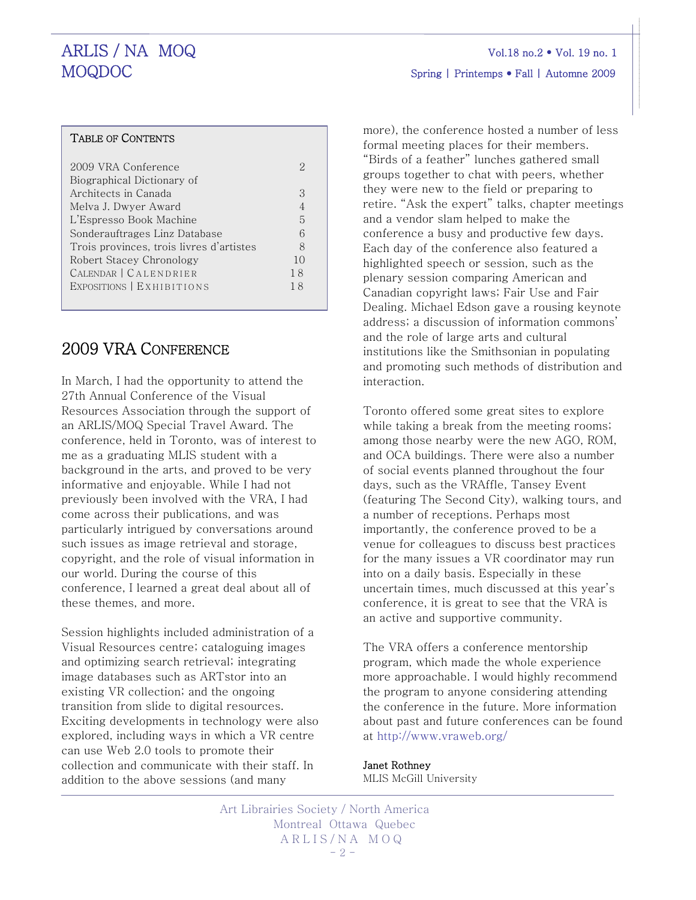## Table of Contents

| | |
|---|---|
| 2009 VRA Conference | 2 |
| Biographical Dictionary of Architects in Canada | 3 |
| Melva J. Dwyer Award | 4 |
| L'Espresso Book Machine | 5 |
| Sonderauftrages Linz Database | 6 |
| Trois provinces, trois livres d'artistes | 8 |
| Robert Stacey Chronology | 10 |
| Calendar \| Calendrier | 18 |
| Expositions \| Exhibitions | 18 |

# 2009 VRA Conference

In March, I had the opportunity to attend the 27th Annual Conference of the Visual Resources Association through the support of an ARLIS/MOQ Special Travel Award. The conference, held in Toronto, was of interest to me as a graduating MLIS student with a background in the arts, and proved to be very informative and enjoyable. While I had not previously been involved with the VRA, I had come across their publications, and was particularly intrigued by conversations around such issues as image retrieval and storage, copyright, and the role of visual information in our world. During the course of this conference, I learned a great deal about all of these themes, and more.

Session highlights included administration of a Visual Resources centre; cataloguing images and optimizing search retrieval; integrating image databases such as ARTstor into an existing VR collection; and the ongoing transition from slide to digital resources. Exciting developments in technology were also explored, including ways in which a VR centre can use Web 2.0 tools to promote their collection and communicate with their staff. In addition to the above sessions (and many more), the conference hosted a number of less formal meeting places for their members. "Birds of a feather" lunches gathered small groups together to chat with peers, whether they were new to the field or preparing to retire. "Ask the expert" talks, chapter meetings and a vendor slam helped to make the conference a busy and productive few days. Each day of the conference also featured a highlighted speech or session, such as the plenary session comparing American and Canadian copyright laws; Fair Use and Fair Dealing. Michael Edson gave a rousing keynote address; a discussion of information commons' and the role of large arts and cultural institutions like the Smithsonian in populating and promoting such methods of distribution and interaction.

Toronto offered some great sites to explore while taking a break from the meeting rooms; among those nearby were the new AGO, ROM, and OCA buildings. There were also a number of social events planned throughout the four days, such as the VRAffle, Tansey Event (featuring The Second City), walking tours, and a number of receptions. Perhaps most importantly, the conference proved to be a venue for colleagues to discuss best practices for the many issues a VR coordinator may run into on a daily basis. Especially in these uncertain times, much discussed at this year's conference, it is great to see that the VRA is an active and supportive community.

The VRA offers a conference mentorship program, which made the whole experience more approachable. I would highly recommend the program to anyone considering attending the conference in the future. More information about past and future conferences can be found at http://www.vraweb.org/

Janet Rothney
MLIS McGill University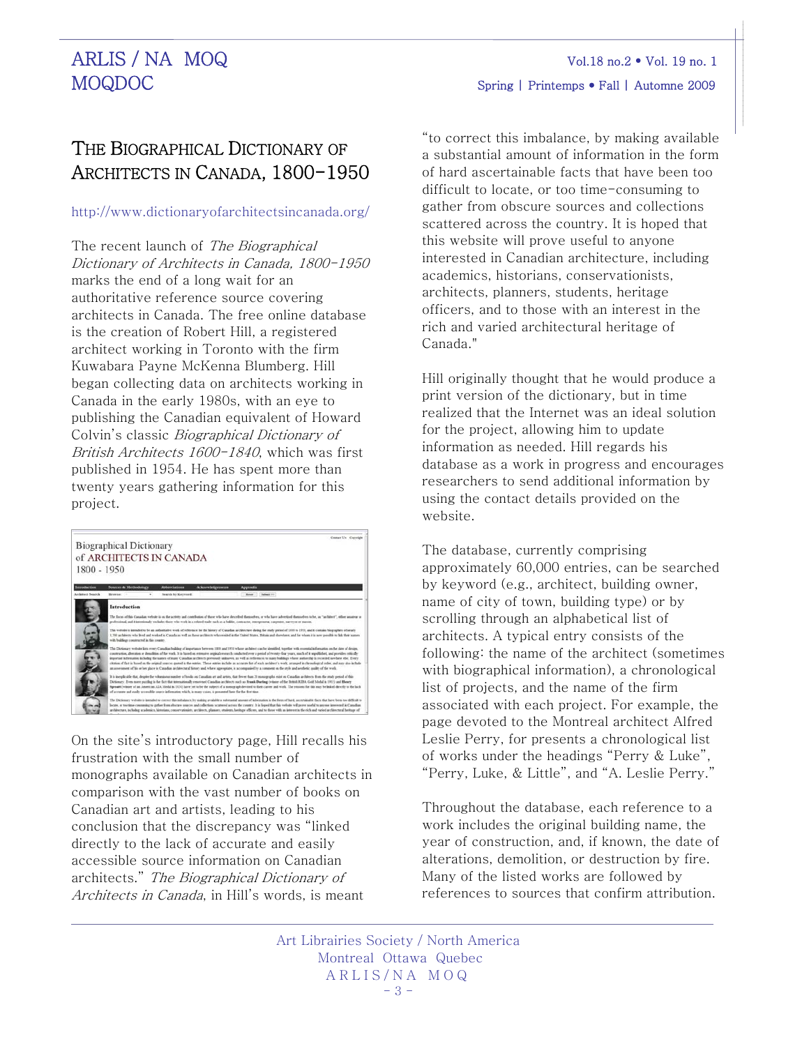# The Biographical Dictionary of Architects in Canada, 1800-1950

http://www.dictionaryofarchitectsincanada.org/

The recent launch of *The Biographical Dictionary of Architects in Canada, 1800-1950* marks the end of a long wait for an authoritative reference source covering architects in Canada. The free online database is the creation of Robert Hill, a registered architect working in Toronto with the firm Kuwabara Payne McKenna Blumberg. Hill began collecting data on architects working in Canada in the early 1980s, with an eye to publishing the Canadian equivalent of Howard Colvin's classic *Biographical Dictionary of British Architects 1600-1840*, which was first published in 1954. He has spent more than twenty years gathering information for this project.

On the site's introductory page, Hill recalls his frustration with the small number of monographs available on Canadian architects in comparison with the vast number of books on Canadian art and artists, leading to his conclusion that the discrepancy was "linked directly to the lack of accurate and easily accessible source information on Canadian architects." *The Biographical Dictionary of Architects in Canada*, in Hill's words, is meant "to correct this imbalance, by making available a substantial amount of information in the form of hard ascertainable facts that have been too difficult to locate, or too time-consuming to gather from obscure sources and collections scattered across the country. It is hoped that this website will prove useful to anyone interested in Canadian architecture, including academics, historians, conservationists, architects, planners, students, heritage officers, and to those with an interest in the rich and varied architectural heritage of Canada."

Hill originally thought that he would produce a print version of the dictionary, but in time realized that the Internet was an ideal solution for the project, allowing him to update information as needed. Hill regards his database as a work in progress and encourages researchers to send additional information by using the contact details provided on the website.

The database, currently comprising approximately 60,000 entries, can be searched by keyword (e.g., architect, building owner, name of city of town, building type) or by scrolling through an alphabetical list of architects. A typical entry consists of the following: the name of the architect (sometimes with biographical information), a chronological list of projects, and the name of the firm associated with each project. For example, the page devoted to the Montreal architect Alfred Leslie Perry, for presents a chronological list of works under the headings "Perry & Luke", "Perry, Luke, & Little", and "A. Leslie Perry."

Throughout the database, each reference to a work includes the original building name, the year of construction, and, if known, the date of alterations, demolition, or destruction by fire. Many of the listed works are followed by references to sources that confirm attribution.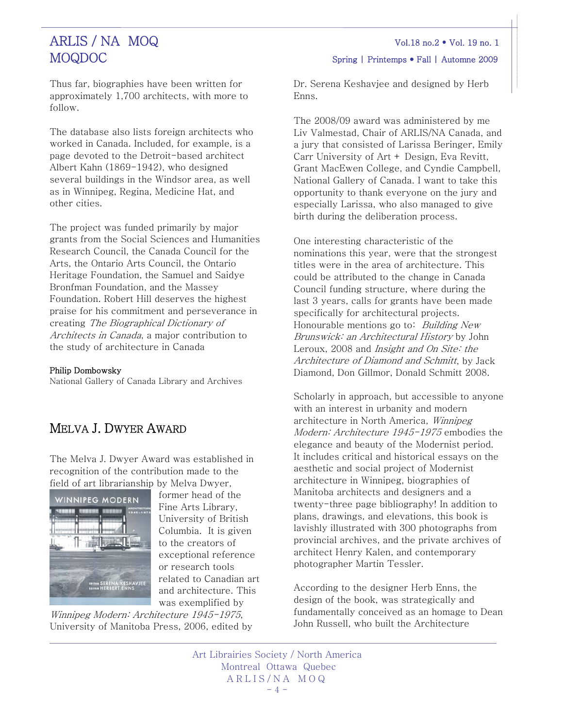Thus far, biographies have been written for approximately 1,700 architects, with more to follow.

The database also lists foreign architects who worked in Canada. Included, for example, is a page devoted to the Detroit-based architect Albert Kahn (1869-1942), who designed several buildings in the Windsor area, as well as in Winnipeg, Regina, Medicine Hat, and other cities.

The project was funded primarily by major grants from the Social Sciences and Humanities Research Council, the Canada Council for the Arts, the Ontario Arts Council, the Ontario Heritage Foundation, the Samuel and Saidye Bronfman Foundation, and the Massey Foundation. Robert Hill deserves the highest praise for his commitment and perseverance in creating *The Biographical Dictionary of Architects in Canada*, a major contribution to the study of architecture in Canada

**Philip Dombowsky**
National Gallery of Canada Library and Archives

## Melva J. Dwyer Award

The Melva J. Dwyer Award was established in recognition of the contribution made to the field of art librarianship by Melva Dwyer, former head of the Fine Arts Library, University of British Columbia. It is given to the creators of exceptional reference or research tools related to Canadian art and architecture. This was exemplified by *Winnipeg Modern: Architecture 1945-1975*, University of Manitoba Press, 2006, edited by Dr. Serena Keshavjee and designed by Herb Enns.

The 2008/09 award was administered by me Liv Valmestad, Chair of ARLIS/NA Canada, and a jury that consisted of Larissa Beringer, Emily Carr University of Art + Design, Eva Revitt, Grant MacEwen College, and Cyndie Campbell, National Gallery of Canada. I want to take this opportunity to thank everyone on the jury and especially Larissa, who also managed to give birth during the deliberation process.

One interesting characteristic of the nominations this year, were that the strongest titles were in the area of architecture. This could be attributed to the change in Canada Council funding structure, where during the last 3 years, calls for grants have been made specifically for architectural projects. Honourable mentions go to: *Building New Brunswick: an Architectural History* by John Leroux, 2008 and *Insight and On Site: the Architecture of Diamond and Schmitt*, by Jack Diamond, Don Gillmor, Donald Schmitt 2008.

Scholarly in approach, but accessible to anyone with an interest in urbanity and modern architecture in North America, *Winnipeg Modern: Architecture 1945-1975* embodies the elegance and beauty of the Modernist period. It includes critical and historical essays on the aesthetic and social project of Modernist architecture in Winnipeg, biographies of Manitoba architects and designers and a twenty-three page bibliography! In addition to plans, drawings, and elevations, this book is lavishly illustrated with 300 photographs from provincial archives, and the private archives of architect Henry Kalen, and contemporary photographer Martin Tessler.

According to the designer Herb Enns, the design of the book, was strategically and fundamentally conceived as an homage to Dean John Russell, who built the Architecture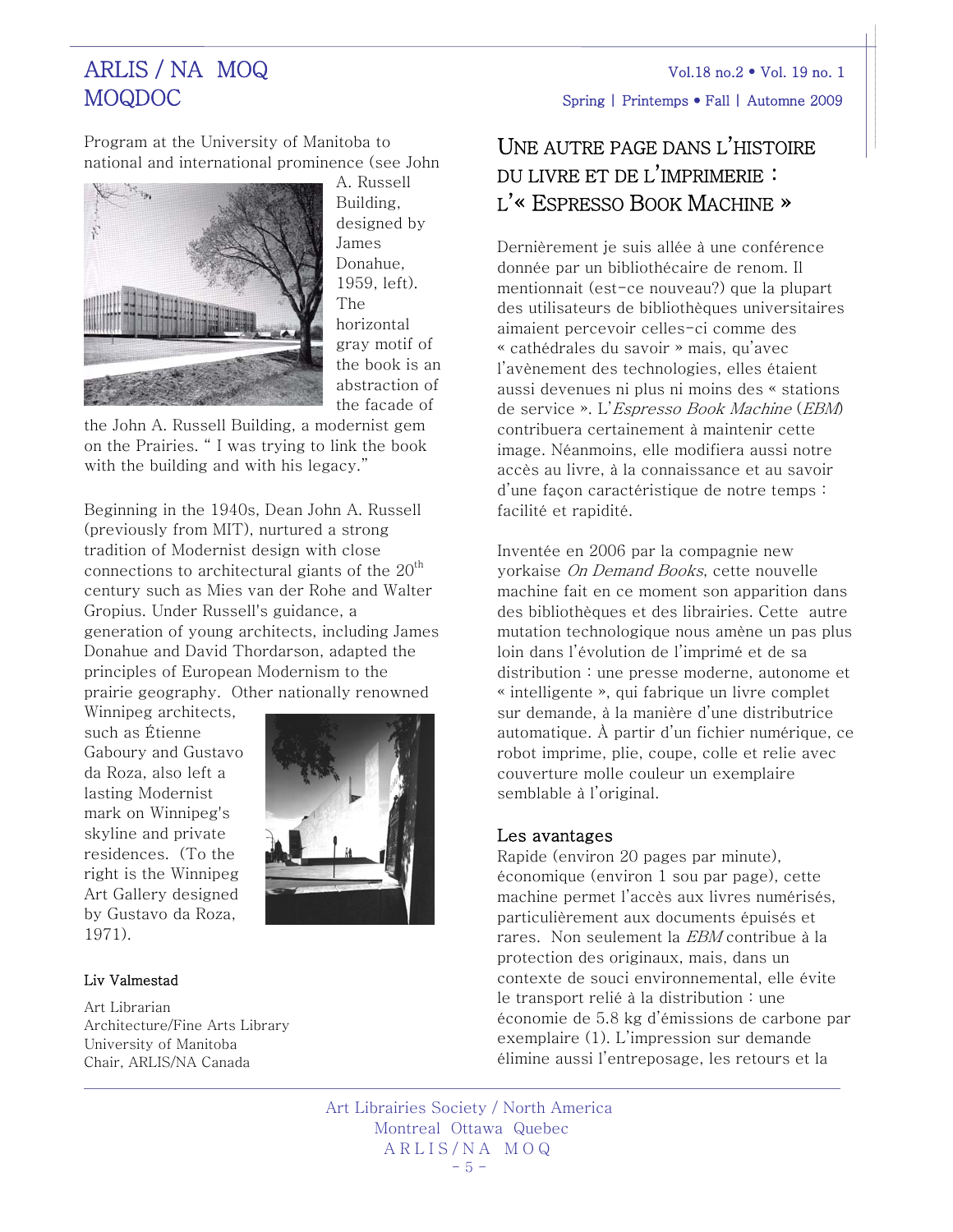Program at the University of Manitoba to national and international prominence (see John A. Russell Building, designed by James Donahue, 1959, left). The horizontal gray motif of the book is an abstraction of the facade of the John A. Russell Building, a modernist gem on the Prairies. " I was trying to link the book with the building and with his legacy."

Beginning in the 1940s, Dean John A. Russell (previously from MIT), nurtured a strong tradition of Modernist design with close connections to architectural giants of the 20th century such as Mies van der Rohe and Walter Gropius. Under Russell's guidance, a generation of young architects, including James Donahue and David Thordarson, adapted the principles of European Modernism to the prairie geography. Other nationally renowned Winnipeg architects, such as Étienne Gaboury and Gustavo da Roza, also left a lasting Modernist mark on Winnipeg's skyline and private residences. (To the right is the Winnipeg Art Gallery designed by Gustavo da Roza, 1971).

**Liv Valmestad**

Art Librarian
Architecture/Fine Arts Library
University of Manitoba
Chair, ARLIS/NA Canada

## Une autre page dans l'histoire du livre et de l'imprimerie : l'« Espresso Book Machine »

Dernièrement je suis allée à une conférence donnée par un bibliothécaire de renom. Il mentionnait (est-ce nouveau?) que la plupart des utilisateurs de bibliothèques universitaires aimaient percevoir celles-ci comme des « cathédrales du savoir » mais, qu'avec l'avènement des technologies, elles étaient aussi devenues ni plus ni moins des « stations de service ». L'*Espresso Book Machine* (*EBM*) contribuera certainement à maintenir cette image. Néanmoins, elle modifiera aussi notre accès au livre, à la connaissance et au savoir d'une façon caractéristique de notre temps : facilité et rapidité.

Inventée en 2006 par la compagnie new yorkaise *On Demand Books*, cette nouvelle machine fait en ce moment son apparition dans des bibliothèques et des librairies. Cette autre mutation technologique nous amène un pas plus loin dans l'évolution de l'imprimé et de sa distribution : une presse moderne, autonome et « intelligente », qui fabrique un livre complet sur demande, à la manière d'une distributrice automatique. À partir d'un fichier numérique, ce robot imprime, plie, coupe, colle et relie avec couverture molle couleur un exemplaire semblable à l'original.

### Les avantages

Rapide (environ 20 pages par minute), économique (environ 1 sou par page), cette machine permet l'accès aux livres numérisés, particulièrement aux documents épuisés et rares. Non seulement la *EBM* contribue à la protection des originaux, mais, dans un contexte de souci environnemental, elle évite le transport relié à la distribution : une économie de 5.8 kg d'émissions de carbone par exemplaire (1). L'impression sur demande élimine aussi l'entreposage, les retours et la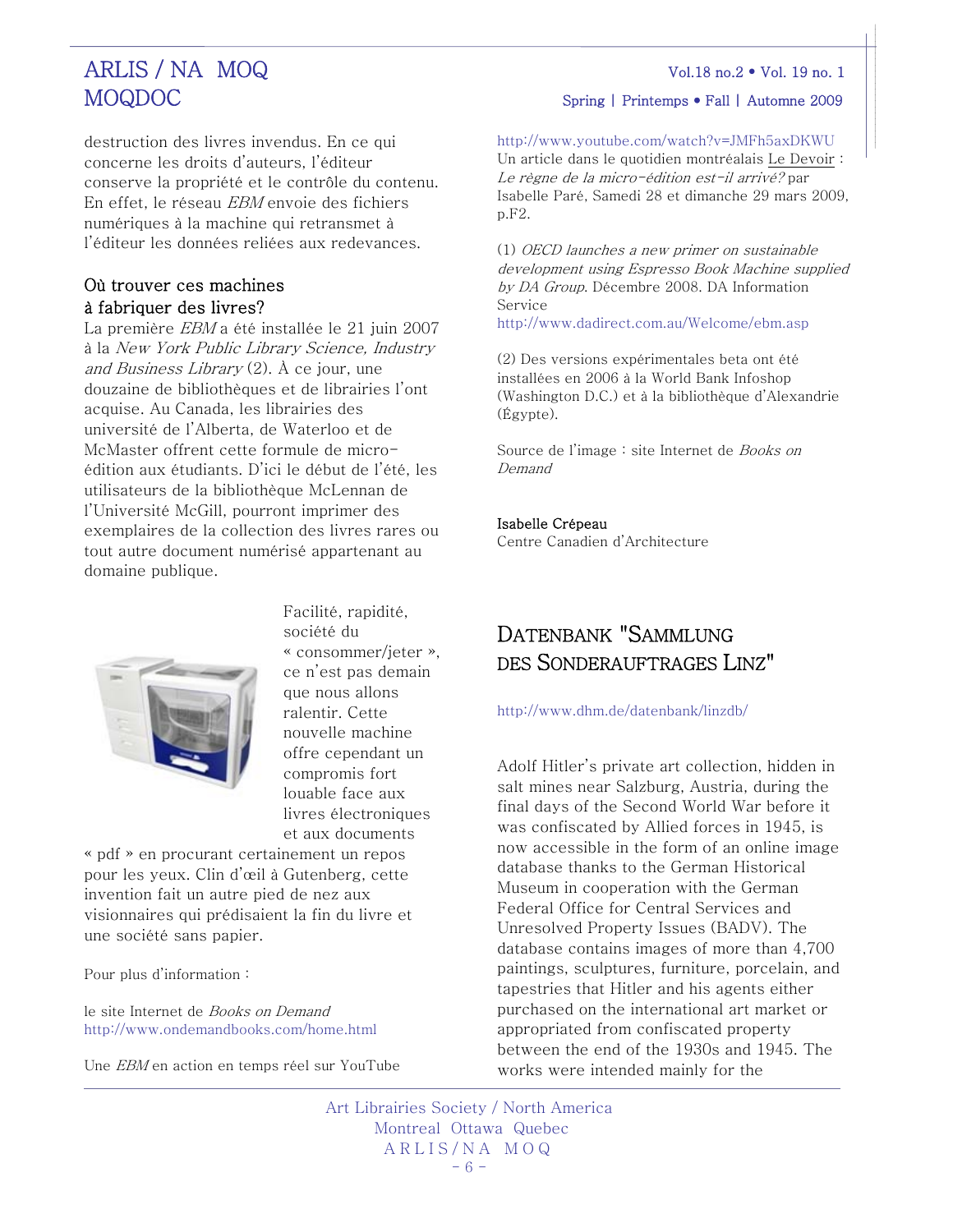destruction des livres invendus. En ce qui concerne les droits d'auteurs, l'éditeur conserve la propriété et le contrôle du contenu. En effet, le réseau *EBM* envoie des fichiers numériques à la machine qui retransmet à l'éditeur les données reliées aux redevances.

### Où trouver ces machines à fabriquer des livres?

La première *EBM* a été installée le 21 juin 2007 à la *New York Public Library Science, Industry and Business Library* (2). À ce jour, une douzaine de bibliothèques et de librairies l'ont acquise. Au Canada, les librairies des université de l'Alberta, de Waterloo et de McMaster offrent cette formule de micro-édition aux étudiants. D'ici le début de l'été, les utilisateurs de la bibliothèque McLennan de l'Université McGill, pourront imprimer des exemplaires de la collection des livres rares ou tout autre document numérisé appartenant au domaine public.

Facilité, rapidité, société du « consommer/jeter », ce n'est pas demain que nous allons ralentir. Cette nouvelle machine offre cependant un compromis fort louable face aux livres électroniques et aux documents « pdf » en procurant certainement un repos pour les yeux. Clin d'œil à Gutenberg, cette invention fait un autre pied de nez aux visionnaires qui prédisaient la fin du livre et une société sans papier.

Pour plus d'information :

le site Internet de *Books on Demand*
http://www.ondemandbooks.com/home.html

Une *EBM* en action en temps réel sur YouTube
http://www.youtube.com/watch?v=JMFh5axDKWU
Un article dans le quotidien montréalais Le Devoir : *Le règne de la micro-édition est-il arrivé?* par Isabelle Paré, Samedi 28 et dimanche 29 mars 2009, p.F2.

(1) *OECD launches a new primer on sustainable development using Espresso Book Machine supplied by DA Group*. Décembre 2008. DA Information Service
http://www.dadirect.com.au/Welcome/ebm.asp

(2) Des versions expérimentales beta ont été installées en 2006 à la World Bank Infoshop (Washington D.C.) et à la bibliothèque d'Alexandrie (Égypte).

Source de l'image : site Internet de *Books on Demand*

**Isabelle Crépeau**
Centre Canadien d'Architecture

## DATENBANK "SAMMLUNG DES SONDERAUFTRAGES LINZ"

http://www.dhm.de/datenbank/linzdb/

Adolf Hitler's private art collection, hidden in salt mines near Salzburg, Austria, during the final days of the Second World War before it was confiscated by Allied forces in 1945, is now accessible in the form of an online image database thanks to the German Historical Museum in cooperation with the German Federal Office for Central Services and Unresolved Property Issues (BADV). The database contains images of more than 4,700 paintings, sculptures, furniture, porcelain, and tapestries that Hitler and his agents either purchased on the international art market or appropriated from confiscated property between the end of the 1930s and 1945. The works were intended mainly for the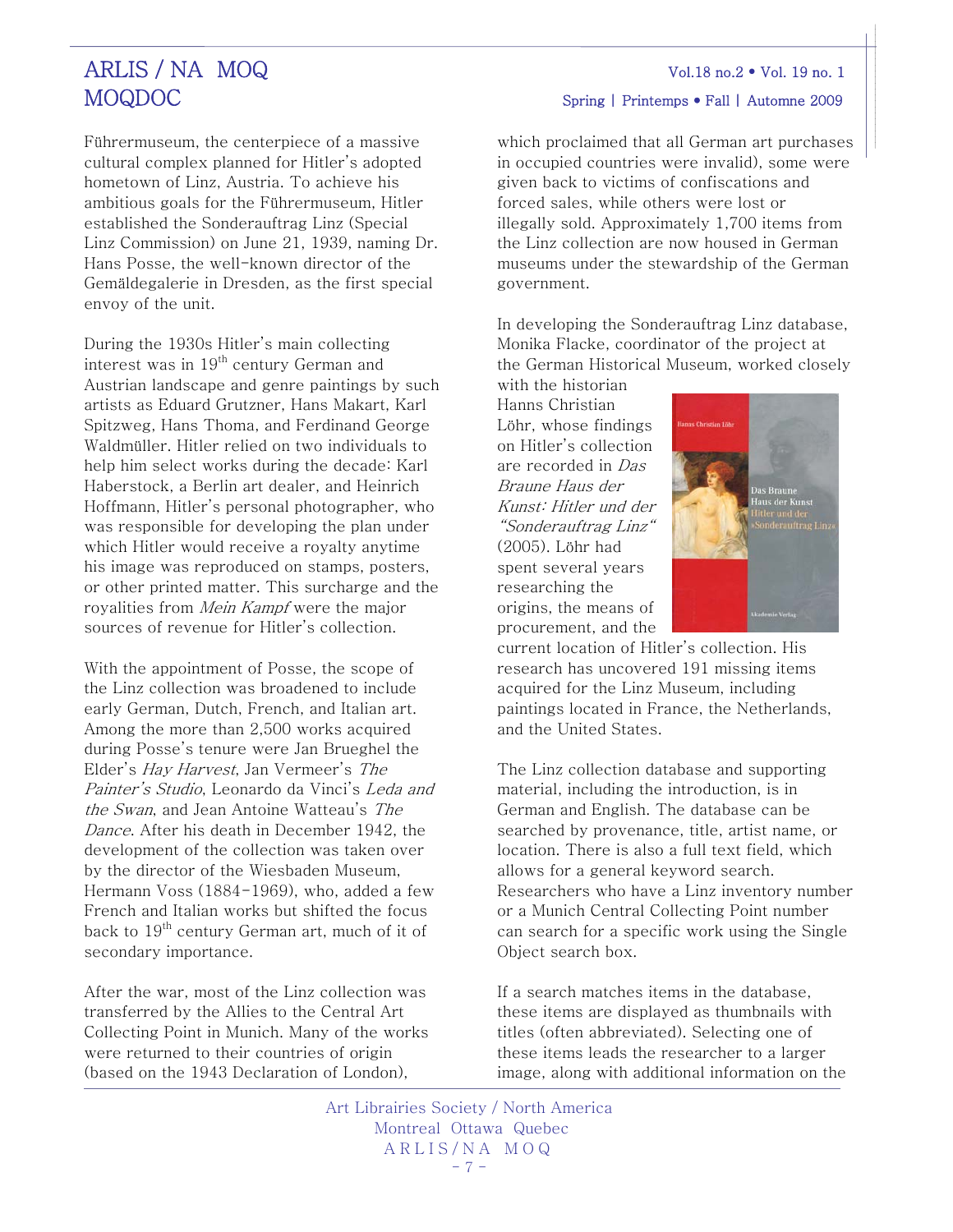Führermuseum, the centerpiece of a massive cultural complex planned for Hitler's adopted hometown of Linz, Austria. To achieve his ambitious goals for the Führermuseum, Hitler established the Sonderauftrag Linz (Special Linz Commission) on June 21, 1939, naming Dr. Hans Posse, the well-known director of the Gemäldegalerie in Dresden, as the first special envoy of the unit.

During the 1930s Hitler's main collecting interest was in 19th century German and Austrian landscape and genre paintings by such artists as Eduard Grutzner, Hans Makart, Karl Spitzweg, Hans Thoma, and Ferdinand George Waldmüller. Hitler relied on two individuals to help him select works during the decade: Karl Haberstock, a Berlin art dealer, and Heinrich Hoffmann, Hitler's personal photographer, who was responsible for developing the plan under which Hitler would receive a royalty anytime his image was reproduced on stamps, posters, or other printed matter. This surcharge and the royalities from *Mein Kampf* were the major sources of revenue for Hitler's collection.

With the appointment of Posse, the scope of the Linz collection was broadened to include early German, Dutch, French, and Italian art. Among the more than 2,500 works acquired during Posse's tenure were Jan Brueghel the Elder's *Hay Harvest*, Jan Vermeer's *The Painter's Studio*, Leonardo da Vinci's *Leda and the Swan*, and Jean Antoine Watteau's *The Dance*. After his death in December 1942, the development of the collection was taken over by the director of the Wiesbaden Museum, Hermann Voss (1884-1969), who, added a few French and Italian works but shifted the focus back to 19th century German art, much of it of secondary importance.

After the war, most of the Linz collection was transferred by the Allies to the Central Art Collecting Point in Munich. Many of the works were returned to their countries of origin (based on the 1943 Declaration of London), which proclaimed that all German art purchases in occupied countries were invalid), some were given back to victims of confiscations and forced sales, while others were lost or illegally sold. Approximately 1,700 items from the Linz collection are now housed in German museums under the stewardship of the German government.

In developing the Sonderauftrag Linz database, Monika Flacke, coordinator of the project at the German Historical Museum, worked closely with the historian Hanns Christian Löhr, whose findings on Hitler's collection are recorded in *Das Braune Haus der Kunst: Hitler und der "Sonderauftrag Linz"* (2005). Löhr had spent several years researching the origins, the means of procurement, and the current location of Hitler's collection. His research has uncovered 191 missing items acquired for the Linz Museum, including paintings located in France, the Netherlands, and the United States.

The Linz collection database and supporting material, including the introduction, is in German and English. The database can be searched by provenance, title, artist name, or location. There is also a full text field, which allows for a general keyword search. Researchers who have a Linz inventory number or a Munich Central Collecting Point number can search for a specific work using the Single Object search box.

If a search matches items in the database, these items are displayed as thumbnails with titles (often abbreviated). Selecting one of these items leads the researcher to a larger image, along with additional information on the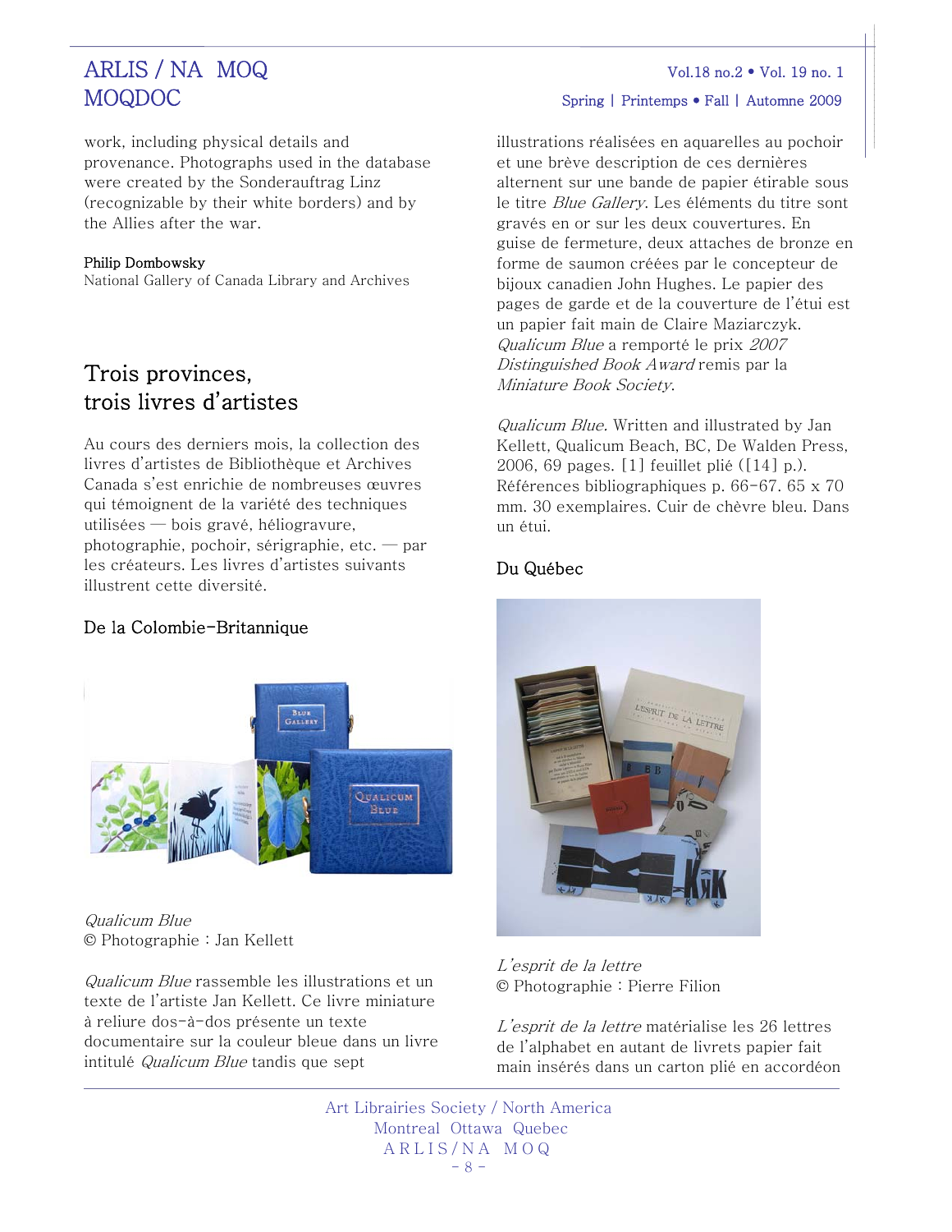work, including physical details and provenance. Photographs used in the database were created by the Sonderauftrag Linz (recognizable by their white borders) and by the Allies after the war.

**Philip Dombowsky**
National Gallery of Canada Library and Archives

## Trois provinces, trois livres d'artistes

Au cours des derniers mois, la collection des livres d'artistes de Bibliothèque et Archives Canada s'est enrichie de nombreuses œuvres qui témoignent de la variété des techniques utilisées — bois gravé, héliogravure, photographie, pochoir, sérigraphie, etc. — par les créateurs. Les livres d'artistes suivants illustrent cette diversité.

### De la Colombie-Britannique

*Qualicum Blue*
© Photographie : Jan Kellett

*Qualicum Blue* rassemble les illustrations et un texte de l'artiste Jan Kellett. Ce livre miniature à reliure dos-à-dos présente un texte documentaire sur la couleur bleue dans un livre intitulé *Qualicum Blue* tandis que sept illustrations réalisées en aquarelles au pochoir et une brève description de ces dernières alternent sur une bande de papier étirable sous le titre *Blue Gallery*. Les éléments du titre sont gravés en or sur les deux couvertures. En guise de fermeture, deux attaches de bronze en forme de saumon créées par le concepteur de bijoux canadien John Hughes. Le papier des pages de garde et de la couverture de l'étui est un papier fait main de Claire Maziarczyk. *Qualicum Blue* a remporté le prix *2007 Distinguished Book Award* remis par la *Miniature Book Society*.

*Qualicum Blue*. Written and illustrated by Jan Kellett, Qualicum Beach, BC, De Walden Press, 2006, 69 pages. [1] feuillet plié ([14] p.). Références bibliographiques p. 66-67. 65 x 70 mm. 30 exemplaires. Cuir de chèvre bleu. Dans un étui.

### Du Québec

*L'esprit de la lettre*
© Photographie : Pierre Filion

*L'esprit de la lettre* matérialise les 26 lettres de l'alphabet en autant de livrets papier fait main insérés dans un carton plié en accordéon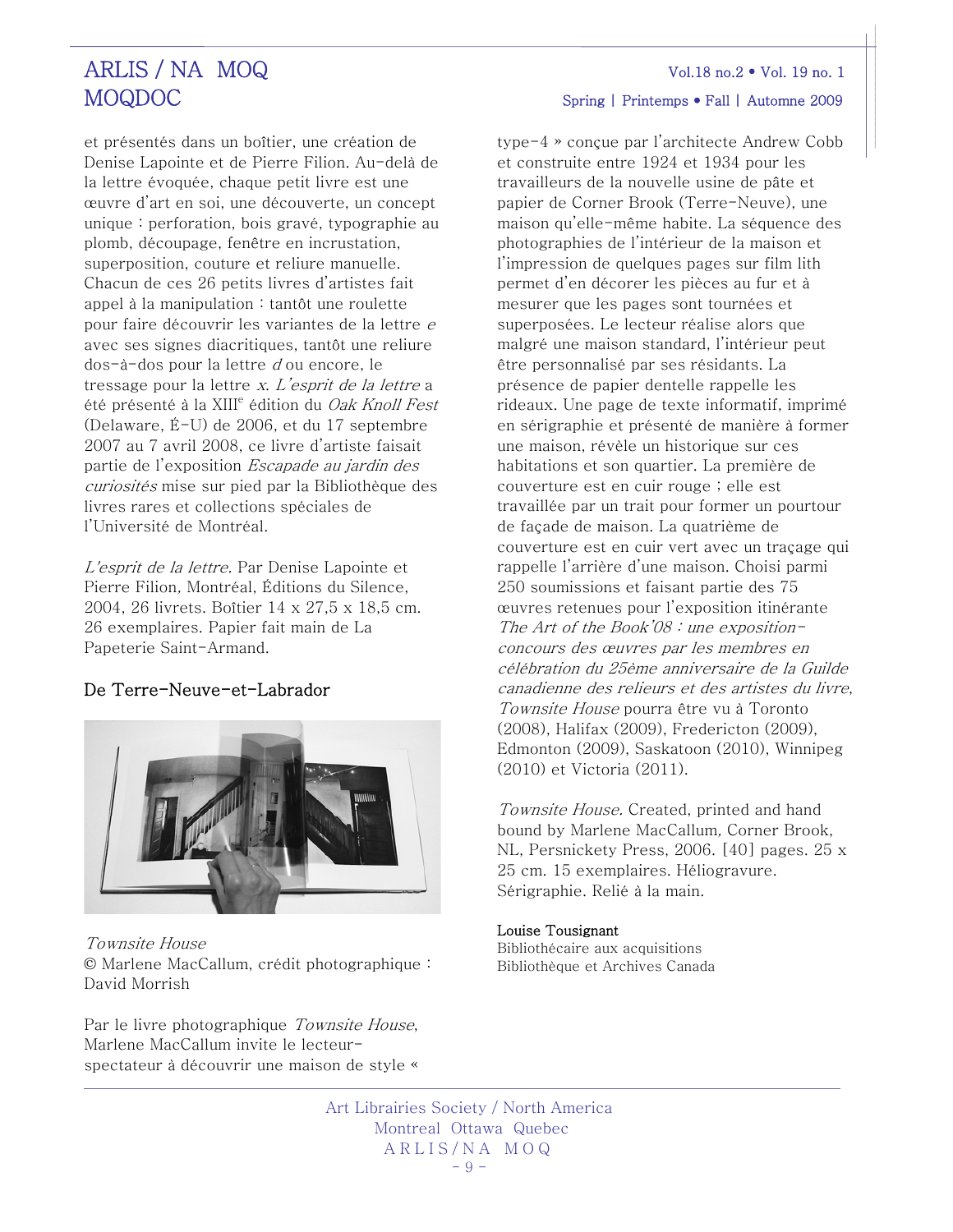et présentés dans un boîtier, une création de Denise Lapointe et de Pierre Filion. Au-delà de la lettre évoquée, chaque petit livre est une œuvre d'art en soi, une découverte, un concept unique : perforation, bois gravé, typographie au plomb, découpage, fenêtre en incrustation, superposition, couture et reliure manuelle. Chacun de ces 26 petits livres d'artistes fait appel à la manipulation : tantôt une roulette pour faire découvrir les variantes de la lettre *e* avec ses signes diacritiques, tantôt une reliure dos-à-dos pour la lettre *d* ou encore, le tressage pour la lettre *x*. *L'esprit de la lettre* a été présenté à la XIII[e] édition du *Oak Knoll Fest* (Delaware, É-U) de 2006, et du 17 septembre 2007 au 7 avril 2008, ce livre d'artiste faisait partie de l'exposition *Escapade au jardin des curiosités* mise sur pied par la Bibliothèque des livres rares et collections spéciales de l'Université de Montréal.

*L'esprit de la lettre*. Par Denise Lapointe et Pierre Filion, Montréal, Éditions du Silence, 2004, 26 livrets. Boîtier 14 x 27,5 x 18,5 cm. 26 exemplaires. Papier fait main de La Papeterie Saint-Armand.

## De Terre-Neuve-et-Labrador

*Townsite House*
© Marlene MacCallum, crédit photographique : David Morrish

Par le livre photographique *Townsite House*, Marlene MacCallum invite le lecteur-spectateur à découvrir une maison de style « type-4 » conçue par l'architecte Andrew Cobb et construite entre 1924 et 1934 pour les travailleurs de la nouvelle usine de pâte et papier de Corner Brook (Terre-Neuve), une maison qu'elle-même habite. La séquence des photographies de l'intérieur de la maison et l'impression de quelques pages sur film lith permet d'en décorer les pièces au fur et à mesurer que les pages sont tournées et superposées. Le lecteur réalise alors que malgré une maison standard, l'intérieur peut être personnalisé par ses résidants. La présence de papier dentelle rappelle les rideaux. Une page de texte informatif, imprimé en sérigraphie et présenté de manière à former une maison, révèle un historique sur ces habitations et son quartier. La première de couverture est en cuir rouge ; elle est travaillée par un trait pour former un pourtour de façade de maison. La quatrième de couverture est en cuir vert avec un traçage qui rappelle l'arrière d'une maison. Choisi parmi 250 soumissions et faisant partie des 75 œuvres retenues pour l'exposition itinérante *The Art of the Book'08 : une exposition-concours des œuvres par les membres en célébration du 25ème anniversaire de la Guilde canadienne des relieurs et des artistes du livre*, *Townsite House* pourra être vu à Toronto (2008), Halifax (2009), Fredericton (2009), Edmonton (2009), Saskatoon (2010), Winnipeg (2010) et Victoria (2011).

*Townsite House*. Created, printed and hand bound by Marlene MacCallum, Corner Brook, NL, Persnickety Press, 2006. [40] pages. 25 x 25 cm. 15 exemplaires. Héliogravure. Sérigraphie. Relié à la main.

Louise Tousignant
Bibliothécaire aux acquisitions
Bibliothèque et Archives Canada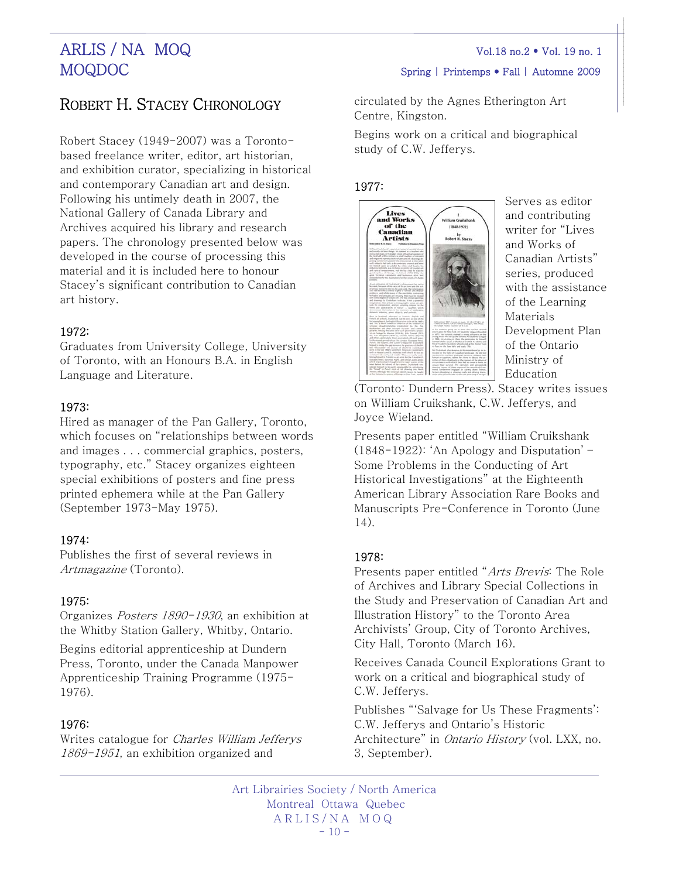# Robert H. Stacey Chronology

Robert Stacey (1949-2007) was a Toronto-based freelance writer, editor, art historian, and exhibition curator, specializing in historical and contemporary Canadian art and design. Following his untimely death in 2007, the National Gallery of Canada Library and Archives acquired his library and research papers. The chronology presented below was developed in the course of processing this material and it is included here to honour Stacey's significant contribution to Canadian art history.

### 1972:

Graduates from University College, University of Toronto, with an Honours B.A. in English Language and Literature.

### 1973:

Hired as manager of the Pan Gallery, Toronto, which focuses on "relationships between words and images . . . commercial graphics, posters, typography, etc." Stacey organizes eighteen special exhibitions of posters and fine press printed ephemera while at the Pan Gallery (September 1973-May 1975).

### 1974:

Publishes the first of several reviews in *Artmagazine* (Toronto).

### 1975:

Organizes *Posters 1890-1930*, an exhibition at the Whitby Station Gallery, Whitby, Ontario.

Begins editorial apprenticeship at Dundern Press, Toronto, under the Canada Manpower Apprenticeship Training Programme (1975-1976).

### 1976:

Writes catalogue for *Charles William Jefferys 1869-1951*, an exhibition organized and circulated by the Agnes Etherington Art Centre, Kingston.

Begins work on a critical and biographical study of C.W. Jefferys.

### 1977:

Serves as editor and contributing writer for "Lives and Works of Canadian Artists" series, produced with the assistance of the Learning Materials Development Plan of the Ontario Ministry of Education (Toronto: Dundern Press). Stacey writes issues on William Cruikshank, C.W. Jefferys, and Joyce Wieland.

Presents paper entitled "William Cruikshank (1848-1922): 'An Apology and Disputation' – Some Problems in the Conducting of Art Historical Investigations" at the Eighteenth American Library Association Rare Books and Manuscripts Pre-Conference in Toronto (June 14).

### 1978:

Presents paper entitled "*Arts Brevis*: The Role of Archives and Library Special Collections in the Study and Preservation of Canadian Art and Illustration History" to the Toronto Area Archivists' Group, City of Toronto Archives, City Hall, Toronto (March 16).

Receives Canada Council Explorations Grant to work on a critical and biographical study of C.W. Jefferys.

Publishes "'Salvage for Us These Fragments': C.W. Jefferys and Ontario's Historic Architecture" in *Ontario History* (vol. LXX, no. 3, September).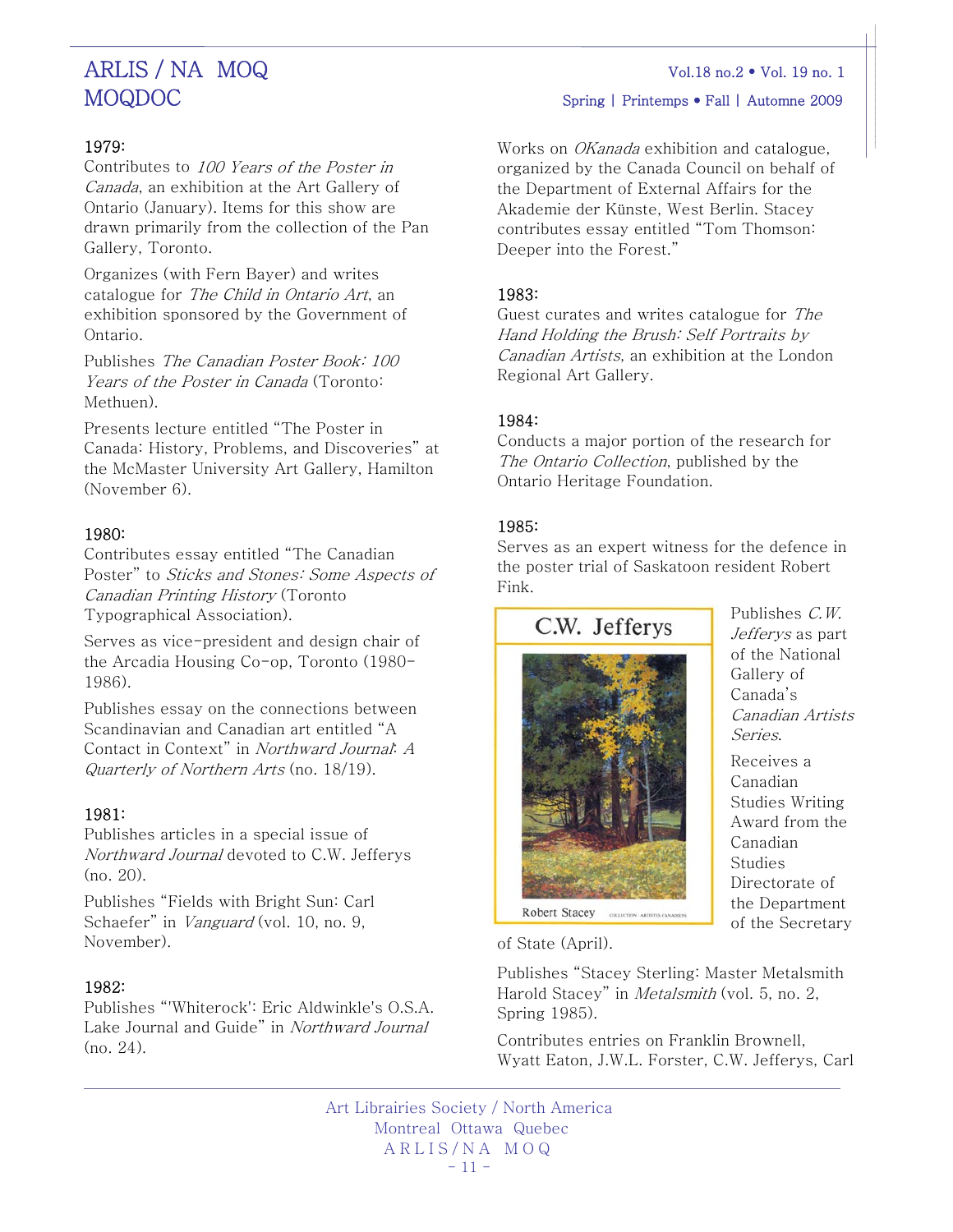1979:

Contributes to *100 Years of the Poster in Canada*, an exhibition at the Art Gallery of Ontario (January). Items for this show are drawn primarily from the collection of the Pan Gallery, Toronto.

Organizes (with Fern Bayer) and writes catalogue for *The Child in Ontario Art*, an exhibition sponsored by the Government of Ontario.

Publishes *The Canadian Poster Book: 100 Years of the Poster in Canada* (Toronto: Methuen).

Presents lecture entitled "The Poster in Canada: History, Problems, and Discoveries" at the McMaster University Art Gallery, Hamilton (November 6).

1980:

Contributes essay entitled "The Canadian Poster" to *Sticks and Stones: Some Aspects of Canadian Printing History* (Toronto Typographical Association).

Serves as vice-president and design chair of the Arcadia Housing Co-op, Toronto (1980-1986).

Publishes essay on the connections between Scandinavian and Canadian art entitled "A Contact in Context" in *Northward Journal: A Quarterly of Northern Arts* (no. 18/19).

1981:

Publishes articles in a special issue of *Northward Journal* devoted to C.W. Jefferys (no. 20).

Publishes "Fields with Bright Sun: Carl Schaefer" in *Vanguard* (vol. 10, no. 9, November).

1982:

Publishes "'Whiterock': Eric Aldwinkle's O.S.A. Lake Journal and Guide" in *Northward Journal* (no. 24).

Works on *OKanada* exhibition and catalogue, organized by the Canada Council on behalf of the Department of External Affairs for the Akademie der Künste, West Berlin. Stacey contributes essay entitled "Tom Thomson: Deeper into the Forest."

1983:

Guest curates and writes catalogue for *The Hand Holding the Brush: Self Portraits by Canadian Artists*, an exhibition at the London Regional Art Gallery.

1984:

Conducts a major portion of the research for *The Ontario Collection*, published by the Ontario Heritage Foundation.

1985:

Serves as an expert witness for the defence in the poster trial of Saskatoon resident Robert Fink.

Publishes *C.W. Jefferys* as part of the National Gallery of Canada's *Canadian Artists Series*.

Receives a Canadian Studies Writing Award from the Canadian Studies Directorate of the Department of the Secretary of State (April).

Publishes "Stacey Sterling: Master Metalsmith Harold Stacey" in *Metalsmith* (vol. 5, no. 2, Spring 1985).

Contributes entries on Franklin Brownell, Wyatt Eaton, J.W.L. Forster, C.W. Jefferys, Carl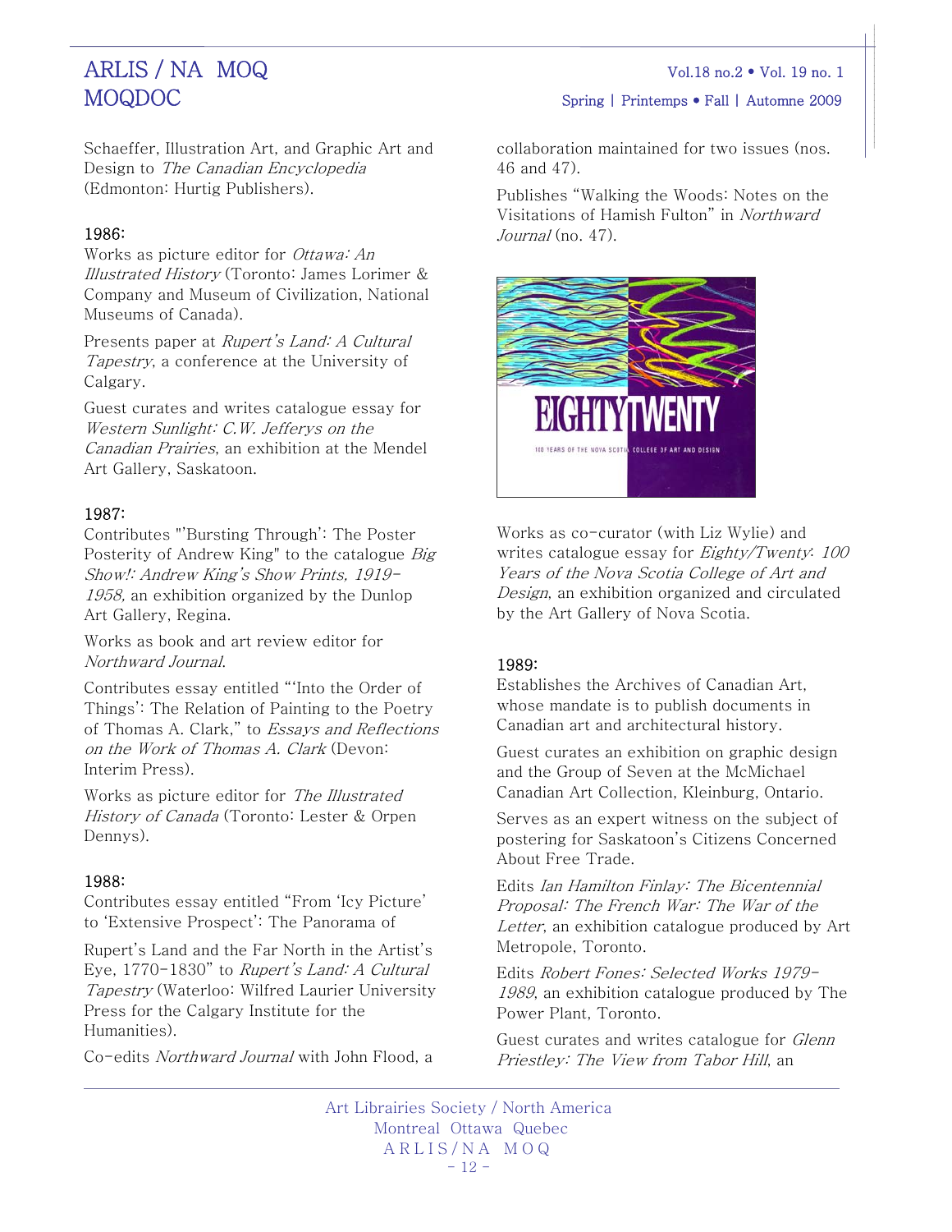Schaeffer, Illustration Art, and Graphic Art and Design to *The Canadian Encyclopedia* (Edmonton: Hurtig Publishers).

**1986:**

Works as picture editor for *Ottawa: An Illustrated History* (Toronto: James Lorimer & Company and Museum of Civilization, National Museums of Canada).

Presents paper at *Rupert's Land: A Cultural Tapestry*, a conference at the University of Calgary.

Guest curates and writes catalogue essay for *Western Sunlight: C.W. Jefferys on the Canadian Prairies*, an exhibition at the Mendel Art Gallery, Saskatoon.

**1987:**

Contributes "'Bursting Through': The Poster Posterity of Andrew King" to the catalogue *Big Show!: Andrew King's Show Prints, 1919-1958,* an exhibition organized by the Dunlop Art Gallery, Regina.

Works as book and art review editor for *Northward Journal*.

Contributes essay entitled "'Into the Order of Things': The Relation of Painting to the Poetry of Thomas A. Clark," to *Essays and Reflections on the Work of Thomas A. Clark* (Devon: Interim Press).

Works as picture editor for *The Illustrated History of Canada* (Toronto: Lester & Orpen Dennys).

**1988:**

Contributes essay entitled "From 'Icy Picture' to 'Extensive Prospect': The Panorama of Rupert's Land and the Far North in the Artist's Eye, 1770-1830" to *Rupert's Land: A Cultural Tapestry* (Waterloo: Wilfred Laurier University Press for the Calgary Institute for the Humanities).

Co-edits *Northward Journal* with John Flood, a collaboration maintained for two issues (nos. 46 and 47).

Publishes "Walking the Woods: Notes on the Visitations of Hamish Fulton" in *Northward Journal* (no. 47).

Works as co-curator (with Liz Wylie) and writes catalogue essay for *Eighty/Twenty: 100 Years of the Nova Scotia College of Art and Design*, an exhibition organized and circulated by the Art Gallery of Nova Scotia.

**1989:**

Establishes the Archives of Canadian Art, whose mandate is to publish documents in Canadian art and architectural history.

Guest curates an exhibition on graphic design and the Group of Seven at the McMichael Canadian Art Collection, Kleinburg, Ontario.

Serves as an expert witness on the subject of postering for Saskatoon's Citizens Concerned About Free Trade.

Edits *Ian Hamilton Finlay: The Bicentennial Proposal: The French War: The War of the Letter*, an exhibition catalogue produced by Art Metropole, Toronto.

Edits *Robert Fones: Selected Works 1979-1989*, an exhibition catalogue produced by The Power Plant, Toronto.

Guest curates and writes catalogue for *Glenn Priestley: The View from Tabor Hill*, an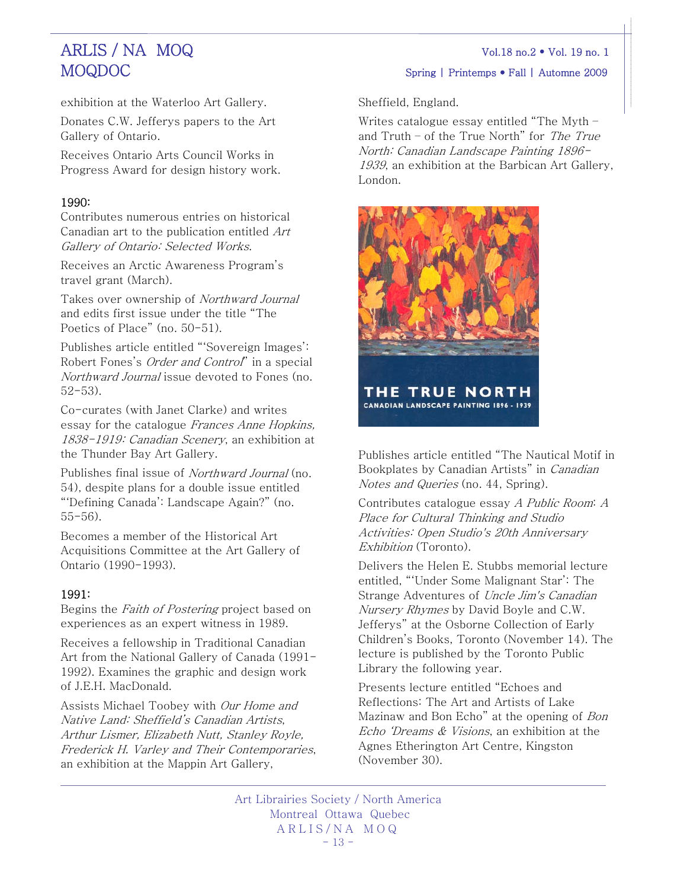exhibition at the Waterloo Art Gallery.

Donates C.W. Jefferys papers to the Art Gallery of Ontario.

Receives Ontario Arts Council Works in Progress Award for design history work.

**1990:**

Contributes numerous entries on historical Canadian art to the publication entitled *Art Gallery of Ontario: Selected Works*.

Receives an Arctic Awareness Program's travel grant (March).

Takes over ownership of *Northward Journal* and edits first issue under the title "The Poetics of Place" (no. 50-51).

Publishes article entitled "'Sovereign Images': Robert Fones's *Order and Control*" in a special *Northward Journal* issue devoted to Fones (no. 52-53).

Co-curates (with Janet Clarke) and writes essay for the catalogue *Frances Anne Hopkins, 1838-1919: Canadian Scenery*, an exhibition at the Thunder Bay Art Gallery.

Publishes final issue of *Northward Journal* (no. 54), despite plans for a double issue entitled "'Defining Canada': Landscape Again?" (no. 55-56).

Becomes a member of the Historical Art Acquisitions Committee at the Art Gallery of Ontario (1990-1993).

**1991:**

Begins the *Faith of Postering* project based on experiences as an expert witness in 1989.

Receives a fellowship in Traditional Canadian Art from the National Gallery of Canada (1991-1992). Examines the graphic and design work of J.E.H. MacDonald.

Assists Michael Toobey with *Our Home and Native Land: Sheffield's Canadian Artists, Arthur Lismer, Elizabeth Nutt, Stanley Royle, Frederick H. Varley and Their Contemporaries*, an exhibition at the Mappin Art Gallery, Sheffield, England.

Writes catalogue essay entitled "The Myth – and Truth – of the True North" for *The True North: Canadian Landscape Painting 1896-1939*, an exhibition at the Barbican Art Gallery, London.

Publishes article entitled "The Nautical Motif in Bookplates by Canadian Artists" in *Canadian Notes and Queries* (no. 44, Spring).

Contributes catalogue essay *A Public Room: A Place for Cultural Thinking and Studio Activities: Open Studio's 20th Anniversary Exhibition* (Toronto).

Delivers the Helen E. Stubbs memorial lecture entitled, "'Under Some Malignant Star': The Strange Adventures of *Uncle Jim's Canadian Nursery Rhymes* by David Boyle and C.W. Jefferys" at the Osborne Collection of Early Children's Books, Toronto (November 14). The lecture is published by the Toronto Public Library the following year.

Presents lecture entitled "Echoes and Reflections: The Art and Artists of Lake Mazinaw and Bon Echo" at the opening of *Bon Echo 'Dreams & Visions*, an exhibition at the Agnes Etherington Art Centre, Kingston (November 30).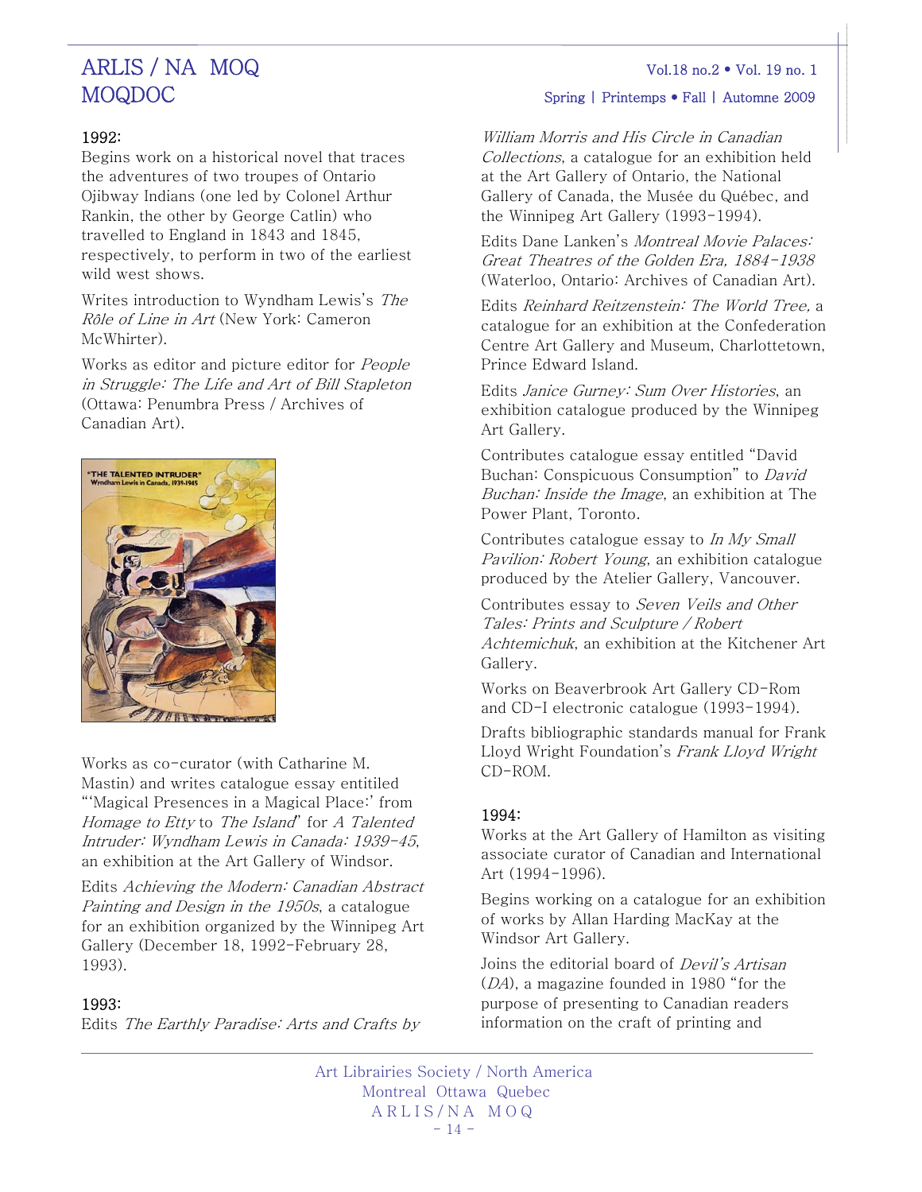1992:

Begins work on a historical novel that traces the adventures of two troupes of Ontario Ojibway Indians (one led by Colonel Arthur Rankin, the other by George Catlin) who travelled to England in 1843 and 1845, respectively, to perform in two of the earliest wild west shows.

Writes introduction to Wyndham Lewis's *The Rôle of Line in Art* (New York: Cameron McWhirter).

Works as editor and picture editor for *People in Struggle: The Life and Art of Bill Stapleton* (Ottawa: Penumbra Press / Archives of Canadian Art).

Works as co-curator (with Catharine M. Mastin) and writes catalogue essay entitled "'Magical Presences in a Magical Place:' from *Homage to Etty* to *The Island*" for *A Talented Intruder: Wyndham Lewis in Canada: 1939-45*, an exhibition at the Art Gallery of Windsor.

Edits *Achieving the Modern: Canadian Abstract Painting and Design in the 1950s*, a catalogue for an exhibition organized by the Winnipeg Art Gallery (December 18, 1992-February 28, 1993).

1993:

Edits *The Earthly Paradise: Arts and Crafts by William Morris and His Circle in Canadian Collections*, a catalogue for an exhibition held at the Art Gallery of Ontario, the National Gallery of Canada, the Musée du Québec, and the Winnipeg Art Gallery (1993-1994).

Edits Dane Lanken's *Montreal Movie Palaces: Great Theatres of the Golden Era, 1884-1938* (Waterloo, Ontario: Archives of Canadian Art).

Edits *Reinhard Reitzenstein: The World Tree*, a catalogue for an exhibition at the Confederation Centre Art Gallery and Museum, Charlottetown, Prince Edward Island.

Edits *Janice Gurney: Sum Over Histories*, an exhibition catalogue produced by the Winnipeg Art Gallery.

Contributes catalogue essay entitled "David Buchan: Conspicuous Consumption" to *David Buchan: Inside the Image*, an exhibition at The Power Plant, Toronto.

Contributes catalogue essay to *In My Small Pavilion: Robert Young*, an exhibition catalogue produced by the Atelier Gallery, Vancouver.

Contributes essay to *Seven Veils and Other Tales: Prints and Sculpture / Robert Achtemichuk*, an exhibition at the Kitchener Art Gallery.

Works on Beaverbrook Art Gallery CD-Rom and CD-I electronic catalogue (1993-1994).

Drafts bibliographic standards manual for Frank Lloyd Wright Foundation's *Frank Lloyd Wright* CD-ROM.

1994:

Works at the Art Gallery of Hamilton as visiting associate curator of Canadian and International Art (1994-1996).

Begins working on a catalogue for an exhibition of works by Allan Harding MacKay at the Windsor Art Gallery.

Joins the editorial board of *Devil's Artisan* (*DA*), a magazine founded in 1980 "for the purpose of presenting to Canadian readers information on the craft of printing and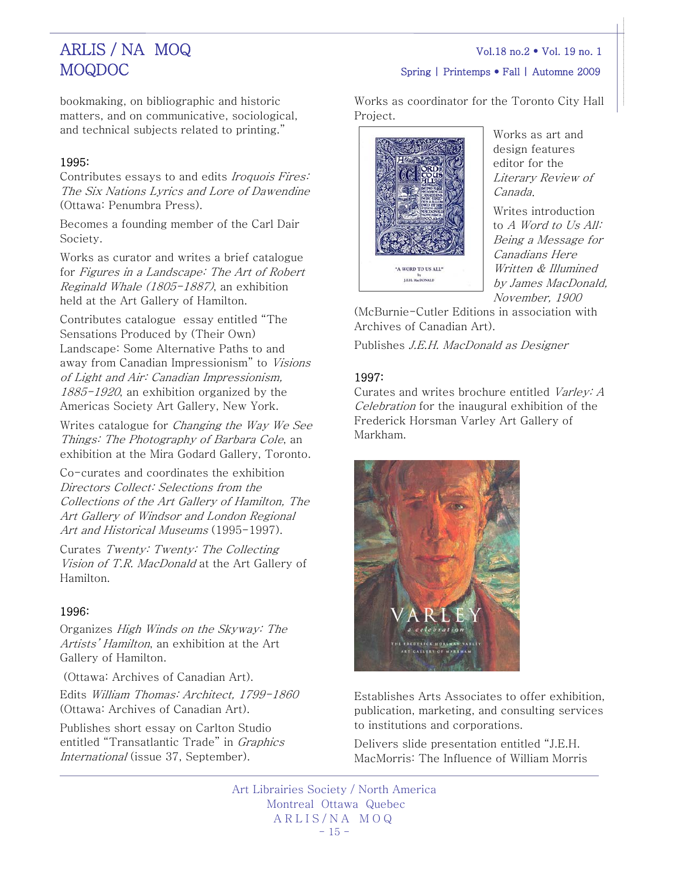bookmaking, on bibliographic and historic matters, and on communicative, sociological, and technical subjects related to printing."

**1995:**

Contributes essays to and edits *Iroquois Fires: The Six Nations Lyrics and Lore of Dawendine* (Ottawa: Penumbra Press).

Becomes a founding member of the Carl Dair Society.

Works as curator and writes a brief catalogue for *Figures in a Landscape: The Art of Robert Reginald Whale (1805-1887)*, an exhibition held at the Art Gallery of Hamilton.

Contributes catalogue essay entitled "The Sensations Produced by (Their Own) Landscape: Some Alternative Paths to and away from Canadian Impressionism" to *Visions of Light and Air: Canadian Impressionism, 1885-1920*, an exhibition organized by the Americas Society Art Gallery, New York.

Writes catalogue for *Changing the Way We See Things: The Photography of Barbara Cole*, an exhibition at the Mira Godard Gallery, Toronto.

Co-curates and coordinates the exhibition *Directors Collect: Selections from the Collections of the Art Gallery of Hamilton, The Art Gallery of Windsor and London Regional Art and Historical Museums* (1995-1997).

Curates *Twenty: Twenty: The Collecting Vision of T.R. MacDonald* at the Art Gallery of Hamilton.

**1996:**

Organizes *High Winds on the Skyway: The Artists' Hamilton*, an exhibition at the Art Gallery of Hamilton.

(Ottawa: Archives of Canadian Art).

Edits *William Thomas: Architect, 1799-1860* (Ottawa: Archives of Canadian Art).

Publishes short essay on Carlton Studio entitled "Transatlantic Trade" in *Graphics International* (issue 37, September).

Works as coordinator for the Toronto City Hall Project.

"A WORD TO US ALL" by J.E.H. MacDONALD

Works as art and design features editor for the *Literary Review of Canada*.

Writes introduction to *A Word to Us All: Being a Message for Canadians Here Written & Illumined by James MacDonald, November, 1900* (McBurnie-Cutler Editions in association with Archives of Canadian Art).

Publishes *J.E.H. MacDonald as Designer*

**1997:**

Curates and writes brochure entitled *Varley: A Celebration* for the inaugural exhibition of the Frederick Horsman Varley Art Gallery of Markham.

VARLEY *a celebration* THE FREDERICK HORSMAN VARLEY ART GALLERY OF MARKHAM

Establishes Arts Associates to offer exhibition, publication, marketing, and consulting services to institutions and corporations.

Delivers slide presentation entitled "J.E.H. MacMorris: The Influence of William Morris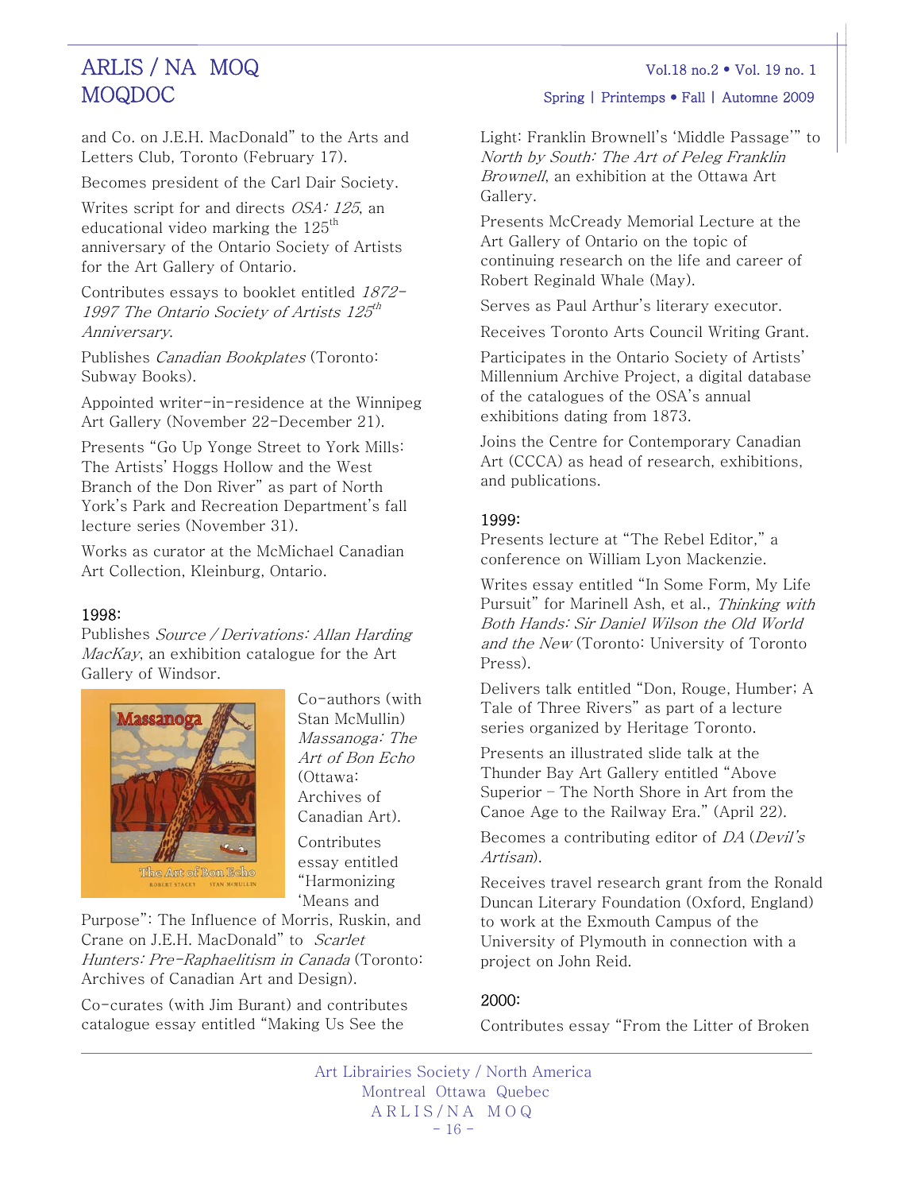and Co. on J.E.H. MacDonald" to the Arts and Letters Club, Toronto (February 17).

Becomes president of the Carl Dair Society.

Writes script for and directs *OSA: 125*, an educational video marking the 125th anniversary of the Ontario Society of Artists for the Art Gallery of Ontario.

Contributes essays to booklet entitled *1872-1997 The Ontario Society of Artists 125th Anniversary*.

Publishes *Canadian Bookplates* (Toronto: Subway Books).

Appointed writer-in-residence at the Winnipeg Art Gallery (November 22-December 21).

Presents "Go Up Yonge Street to York Mills: The Artists' Hoggs Hollow and the West Branch of the Don River" as part of North York's Park and Recreation Department's fall lecture series (November 31).

Works as curator at the McMichael Canadian Art Collection, Kleinburg, Ontario.

### 1998:

Publishes *Source / Derivations: Allan Harding MacKay*, an exhibition catalogue for the Art Gallery of Windsor.

Co-authors (with Stan McMullin) *Massanoga: The Art of Bon Echo* (Ottawa: Archives of Canadian Art).

Contributes essay entitled "Harmonizing 'Means and Purpose": The Influence of Morris, Ruskin, and Crane on J.E.H. MacDonald" to *Scarlet Hunters: Pre-Raphaelitism in Canada* (Toronto: Archives of Canadian Art and Design).

Co-curates (with Jim Burant) and contributes catalogue essay entitled "Making Us See the Light: Franklin Brownell's 'Middle Passage'" to *North by South: The Art of Peleg Franklin Brownell*, an exhibition at the Ottawa Art Gallery.

Presents McCready Memorial Lecture at the Art Gallery of Ontario on the topic of continuing research on the life and career of Robert Reginald Whale (May).

Serves as Paul Arthur's literary executor.

Receives Toronto Arts Council Writing Grant.

Participates in the Ontario Society of Artists' Millennium Archive Project, a digital database of the catalogues of the OSA's annual exhibitions dating from 1873.

Joins the Centre for Contemporary Canadian Art (CCCA) as head of research, exhibitions, and publications.

### 1999:

Presents lecture at "The Rebel Editor," a conference on William Lyon Mackenzie.

Writes essay entitled "In Some Form, My Life Pursuit" for Marinell Ash, et al., *Thinking with Both Hands: Sir Daniel Wilson the Old World and the New* (Toronto: University of Toronto Press).

Delivers talk entitled "Don, Rouge, Humber; A Tale of Three Rivers" as part of a lecture series organized by Heritage Toronto.

Presents an illustrated slide talk at the Thunder Bay Art Gallery entitled "Above Superior – The North Shore in Art from the Canoe Age to the Railway Era." (April 22).

Becomes a contributing editor of *DA* (*Devil's Artisan*).

Receives travel research grant from the Ronald Duncan Literary Foundation (Oxford, England) to work at the Exmouth Campus of the University of Plymouth in connection with a project on John Reid.

### 2000:

Contributes essay "From the Litter of Broken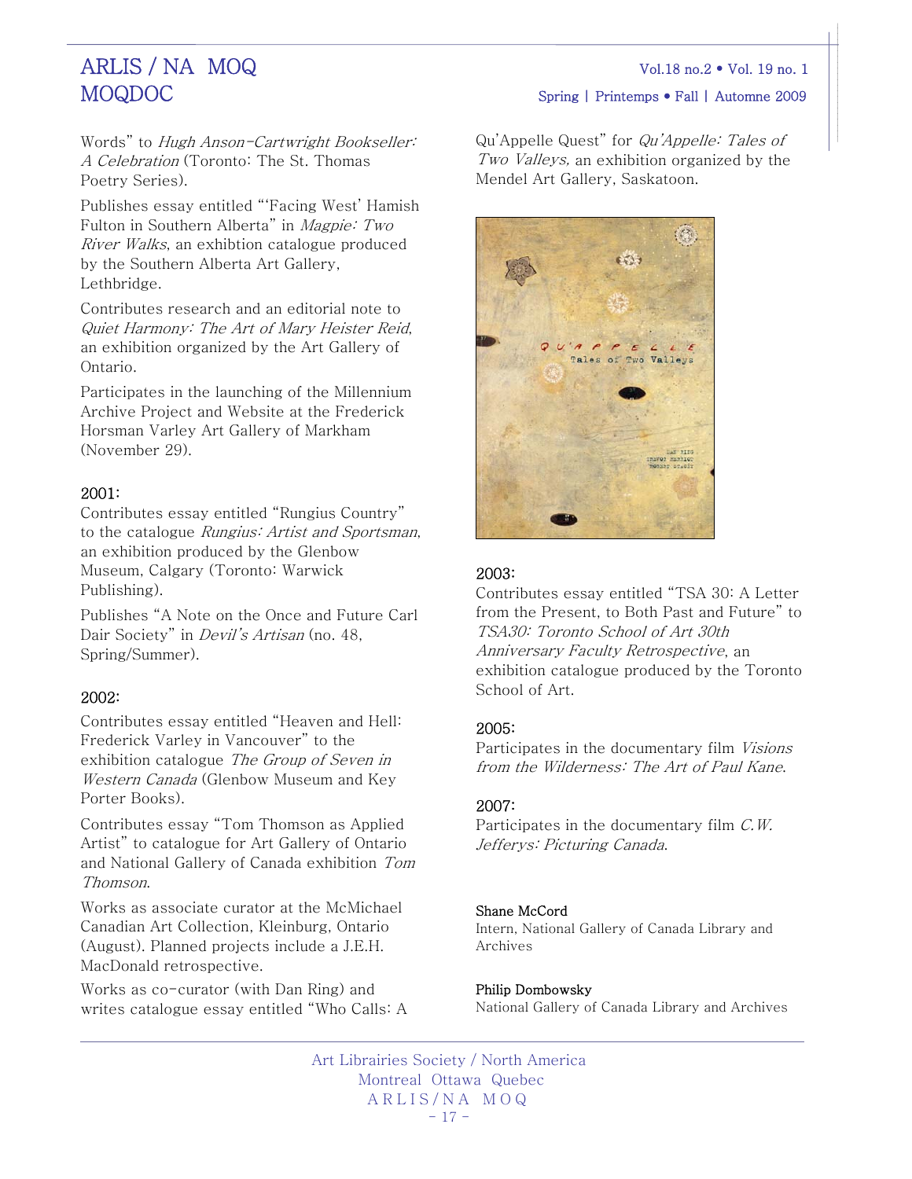Words" to *Hugh Anson-Cartwright Bookseller: A Celebration* (Toronto: The St. Thomas Poetry Series).

Publishes essay entitled "'Facing West' Hamish Fulton in Southern Alberta" in *Magpie: Two River Walks*, an exhibtion catalogue produced by the Southern Alberta Art Gallery, Lethbridge.

Contributes research and an editorial note to *Quiet Harmony: The Art of Mary Heister Reid*, an exhibition organized by the Art Gallery of Ontario.

Participates in the launching of the Millennium Archive Project and Website at the Frederick Horsman Varley Art Gallery of Markham (November 29).

### 2001:

Contributes essay entitled "Rungius Country" to the catalogue *Rungius: Artist and Sportsman*, an exhibition produced by the Glenbow Museum, Calgary (Toronto: Warwick Publishing).

Publishes "A Note on the Once and Future Carl Dair Society" in *Devil's Artisan* (no. 48, Spring/Summer).

### 2002:

Contributes essay entitled "Heaven and Hell: Frederick Varley in Vancouver" to the exhibition catalogue *The Group of Seven in Western Canada* (Glenbow Museum and Key Porter Books).

Contributes essay "Tom Thomson as Applied Artist" to catalogue for Art Gallery of Ontario and National Gallery of Canada exhibition *Tom Thomson*.

Works as associate curator at the McMichael Canadian Art Collection, Kleinburg, Ontario (August). Planned projects include a J.E.H. MacDonald retrospective.

Works as co-curator (with Dan Ring) and writes catalogue essay entitled "Who Calls: A Qu'Appelle Quest" for *Qu'Appelle: Tales of Two Valleys,* an exhibition organized by the Mendel Art Gallery, Saskatoon.

### 2003:

Contributes essay entitled "TSA 30: A Letter from the Present, to Both Past and Future" to *TSA30: Toronto School of Art 30th Anniversary Faculty Retrospective*, an exhibition catalogue produced by the Toronto School of Art.

### 2005:

Participates in the documentary film *Visions from the Wilderness: The Art of Paul Kane*.

### 2007:

Participates in the documentary film *C.W. Jefferys: Picturing Canada*.

Shane McCord
Intern, National Gallery of Canada Library and Archives

Philip Dombowsky
National Gallery of Canada Library and Archives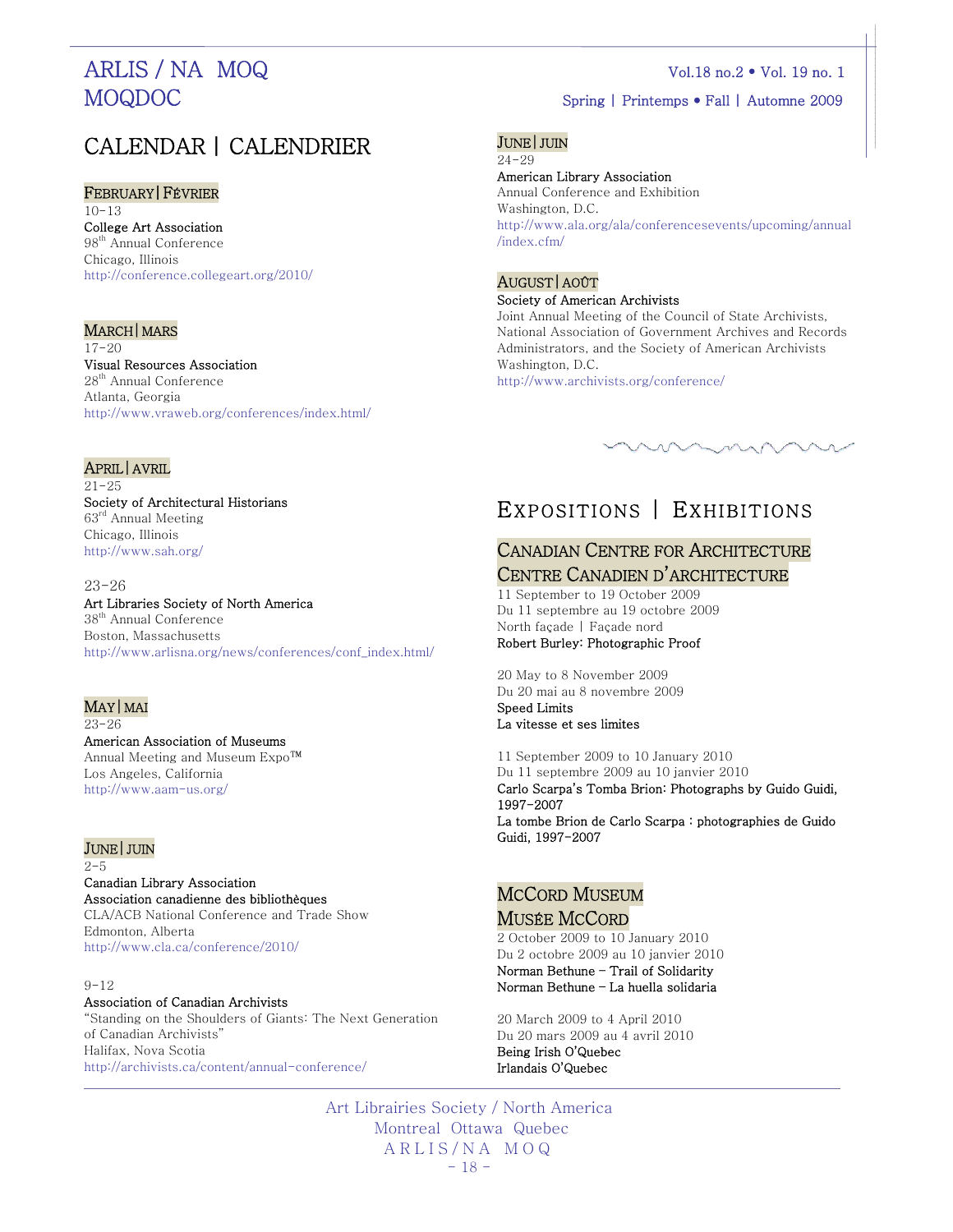# CALENDAR | CALENDRIER

## FEBRUARY | FÉVRIER

10-13
**College Art Association**
98th Annual Conference
Chicago, Illinois
http://conference.collegeart.org/2010/

## MARCH | MARS

17-20
**Visual Resources Association**
28th Annual Conference
Atlanta, Georgia
http://www.vraweb.org/conferences/index.html/

## APRIL | AVRIL

21-25
**Society of Architectural Historians**
63rd Annual Meeting
Chicago, Illinois
http://www.sah.org/

23-26
**Art Libraries Society of North America**
38th Annual Conference
Boston, Massachusetts
http://www.arlisna.org/news/conferences/conf_index.html/

## MAY | MAI

23-26
**American Association of Museums**
Annual Meeting and Museum Expo™
Los Angeles, California
http://www.aam-us.org/

## JUNE | JUIN

2-5
**Canadian Library Association**
**Association canadienne des bibliothèques**
CLA/ACB National Conference and Trade Show
Edmonton, Alberta
http://www.cla.ca/conference/2010/

9-12
**Association of Canadian Archivists**
"Standing on the Shoulders of Giants: The Next Generation of Canadian Archivists"
Halifax, Nova Scotia
http://archivists.ca/content/annual-conference/

## JUNE | JUIN

24-29
**American Library Association**
Annual Conference and Exhibition
Washington, D.C.
http://www.ala.org/ala/conferencesevents/upcoming/annual/index.cfm/

## AUGUST | AOÛT

**Society of American Archivists**
Joint Annual Meeting of the Council of State Archivists, National Association of Government Archives and Records Administrators, and the Society of American Archivists
Washington, D.C.
http://www.archivists.org/conference/

# EXPOSITIONS | EXHIBITIONS

## CANADIAN CENTRE FOR ARCHITECTURE
## CENTRE CANADIEN D'ARCHITECTURE

11 September to 19 October 2009
Du 11 septembre au 19 octobre 2009
North façade | Façade nord
**Robert Burley: Photographic Proof**

20 May to 8 November 2009
Du 20 mai au 8 novembre 2009
**Speed Limits**
**La vitesse et ses limites**

11 September 2009 to 10 January 2010
Du 11 septembre 2009 au 10 janvier 2010
**Carlo Scarpa's Tomba Brion: Photographs by Guido Guidi, 1997-2007**
**La tombe Brion de Carlo Scarpa : photographies de Guido Guidi, 1997-2007**

## MCCORD MUSEUM
## MUSÉE MCCORD

2 October 2009 to 10 January 2010
Du 2 octobre 2009 au 10 janvier 2010
**Norman Bethune – Trail of Solidarity**
**Norman Bethune – La huella solidaria**

20 March 2009 to 4 April 2010
Du 20 mars 2009 au 4 avril 2010
**Being Irish O'Quebec**
**Irlandais O'Quebec**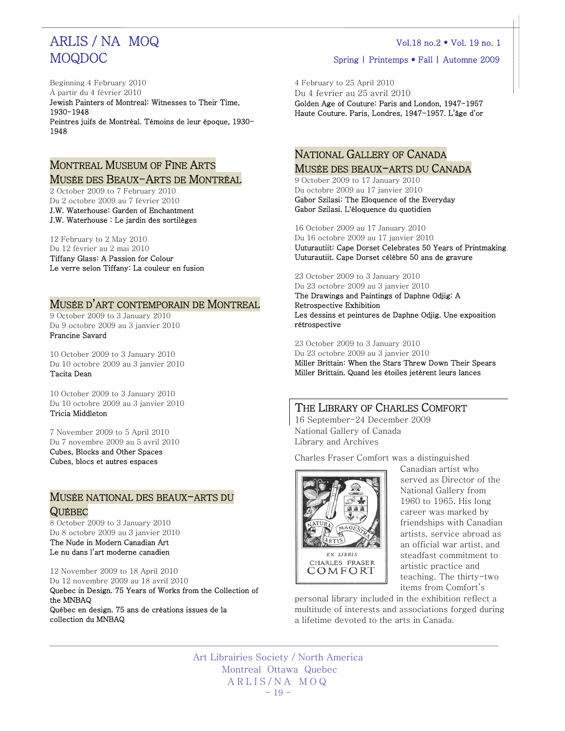Beginning 4 February 2010
À partir du 4 février 2010
Jewish Painters of Montreal: Witnesses to Their Time, 1930-1948
Peintres juifs de Montréal. Témoins de leur époque, 1930-1948

## Montreal Museum of Fine Arts
## Musée des Beaux-Arts de Montréal

2 October 2009 to 7 February 2010
Du 2 octobre 2009 au 7 février 2010
J.W. Waterhouse: Garden of Enchantment
J.W. Waterhouse : Le jardin des sortilèges

12 February to 2 May 2010
Du 12 février au 2 mai 2010
Tiffany Glass: A Passion for Colour
Le verre selon Tiffany: La couleur en fusion

## Musée d'art contemporain de Montreal

9 October 2009 to 3 January 2010
Du 9 octobre 2009 au 3 janvier 2010
Francine Savard

10 October 2009 to 3 January 2010
Du 10 octobre 2009 au 3 janvier 2010
Tacita Dean

10 October 2009 to 3 January 2010
Du 10 octobre 2009 au 3 janvier 2010
Tricia Middleton

7 November 2009 to 5 April 2010
Du 7 novembre 2009 au 5 avril 2010
Cubes, Blocks and Other Spaces
Cubes, blocs et autres espaces

## Musée national des beaux-arts du Québec

8 October 2009 to 3 January 2010
Du 8 octobre 2009 au 3 janvier 2010
The Nude in Modern Canadian Art
Le nu dans l'art moderne canadien

12 November 2009 to 18 April 2010
Du 12 novembre 2009 au 18 avril 2010
Quebec in Design. 75 Years of Works from the Collection of the MNBAQ
Québec en design. 75 ans de créations issues de la collection du MNBAQ

4 February to 25 April 2010
Du 4 fevrier au 25 avril 2010
Golden Age of Couture: Paris and London, 1947-1957
Haute Couture. Paris, Londres, 1947-1957. L'âge d'or

## National Gallery of Canada
## Musée des beaux-arts du Canada

9 October 2009 to 17 January 2010
Du octobre 2009 au 17 janvier 2010
Gabor Szilasi: The Eloquence of the Everyday
Gabor Szilasi. L'éloquence du quotidien

16 October 2009 au 17 January 2010
Du 16 octobre 2009 au 17 janvier 2010
Uuturautiit: Cape Dorset Celebrates 50 Years of Printmaking
Uuturautiit. Cape Dorset célèbre 50 ans de gravure

23 October 2009 to 3 January 2010
Du 23 octobre 2009 au 3 janvier 2010
The Drawings and Paintings of Daphne Odjig: A Retrospective Exhibition
Les dessins et peintures de Daphne Odjig. Une exposition rétrospective

23 October 2009 to 3 January 2010
Du 23 octobre 2009 au 3 janvier 2010
Miller Brittain: When the Stars Threw Down Their Spears
Miller Brittain. Quand les étoiles jetèrent leurs lances

## The Library of Charles Comfort

16 September-24 December 2009
National Gallery of Canada
Library and Archives

Charles Fraser Comfort was a distinguished Canadian artist who served as Director of the National Gallery from 1960 to 1965. His long career was marked by friendships with Canadian artists, service abroad as an official war artist, and steadfast commitment to artistic practice and teaching. The thirty-two items from Comfort's personal library included in the exhibition reflect a multitude of interests and associations forged during a lifetime devoted to the arts in Canada.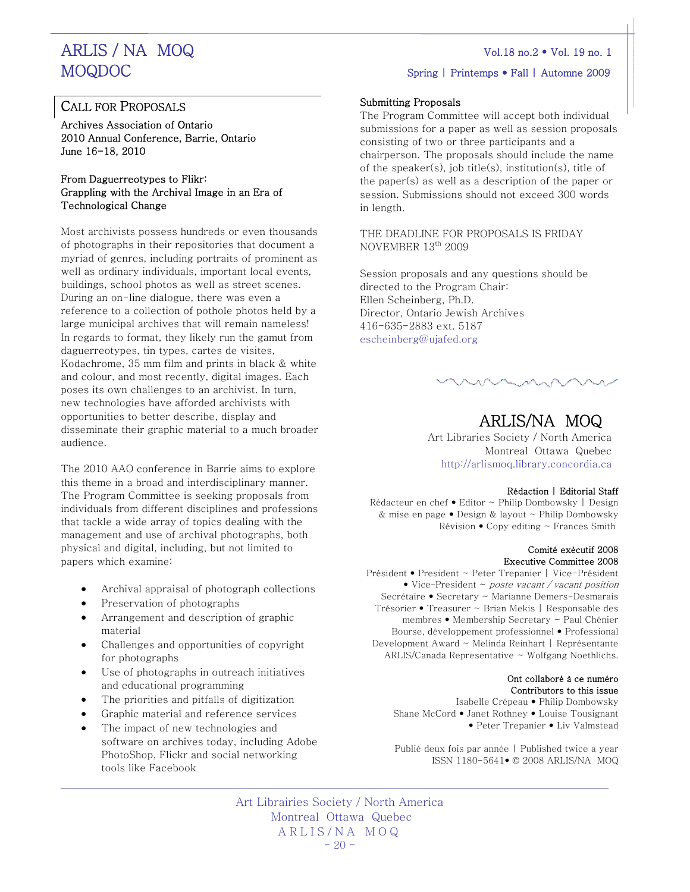## CALL FOR PROPOSALS

**Archives Association of Ontario**
**2010 Annual Conference, Barrie, Ontario**
**June 16-18, 2010**

**From Daguerreotypes to Flikr:**
**Grappling with the Archival Image in an Era of Technological Change**

Most archivists possess hundreds or even thousands of photographs in their repositories that document a myriad of genres, including portraits of prominent as well as ordinary individuals, important local events, buildings, school photos as well as street scenes. During an on-line dialogue, there was even a reference to a collection of pothole photos held by a large municipal archives that will remain nameless! In regards to format, they likely run the gamut from daguerreotypes, tin types, cartes de visites, Kodachrome, 35 mm film and prints in black & white and colour, and most recently, digital images. Each poses its own challenges to an archivist. In turn, new technologies have afforded archivists with opportunities to better describe, display and disseminate their graphic material to a much broader audience.

The 2010 AAO conference in Barrie aims to explore this theme in a broad and interdisciplinary manner. The Program Committee is seeking proposals from individuals from different disciplines and professions that tackle a wide array of topics dealing with the management and use of archival photographs, both physical and digital, including, but not limited to papers which examine:

- Archival appraisal of photograph collections
- Preservation of photographs
- Arrangement and description of graphic material
- Challenges and opportunities of copyright for photographs
- Use of photographs in outreach initiatives and educational programming
- The priorities and pitfalls of digitization
- Graphic material and reference services
- The impact of new technologies and software on archives today, including Adobe PhotoShop, Flickr and social networking tools like Facebook

**Submitting Proposals**

The Program Committee will accept both individual submissions for a paper as well as session proposals consisting of two or three participants and a chairperson. The proposals should include the name of the speaker(s), job title(s), institution(s), title of the paper(s) as well as a description of the paper or session. Submissions should not exceed 300 words in length.

THE DEADLINE FOR PROPOSALS IS FRIDAY NOVEMBER 13th 2009

Session proposals and any questions should be directed to the Program Chair:
Ellen Scheinberg, Ph.D.
Director, Ontario Jewish Archives
416-635-2883 ext. 5187
escheinberg@ujafed.org

## ARLIS/NA MOQ

Art Libraries Society / North America
Montreal Ottawa Quebec
http://arlismoq.library.concordia.ca

**Rédaction | Editorial Staff**

Rédacteur en chef • Editor ~ Philip Dombowsky | Design & mise en page • Design & layout ~ Philip Dombowsky
Révision • Copy editing ~ Frances Smith

**Comité exécutif 2008**
**Executive Committee 2008**

Président • President ~ Peter Trepanier | Vice-Président • Vice-President ~ *poste vacant / vacant position*
Secrétaire • Secretary ~ Marianne Demers-Desmarais
Trésorier • Treasurer ~ Brian Mekis | Responsable des membres • Membership Secretary ~ Paul Chénier
Bourse, développement professionnel • Professional Development Award ~ Melinda Reinhart | Représentante ARLIS/Canada Representative ~ Wolfgang Noethlichs.

**Ont collaboré à ce numéro**
**Contributors to this issue**

Isabelle Crépeau • Philip Dombowsky
Shane McCord • Janet Rothney • Louise Tousignant
• Peter Trepanier • Liv Valmstead

Publié deux fois par année | Published twice a year
ISSN 1180-5641• © 2008 ARLIS/NA MOQ